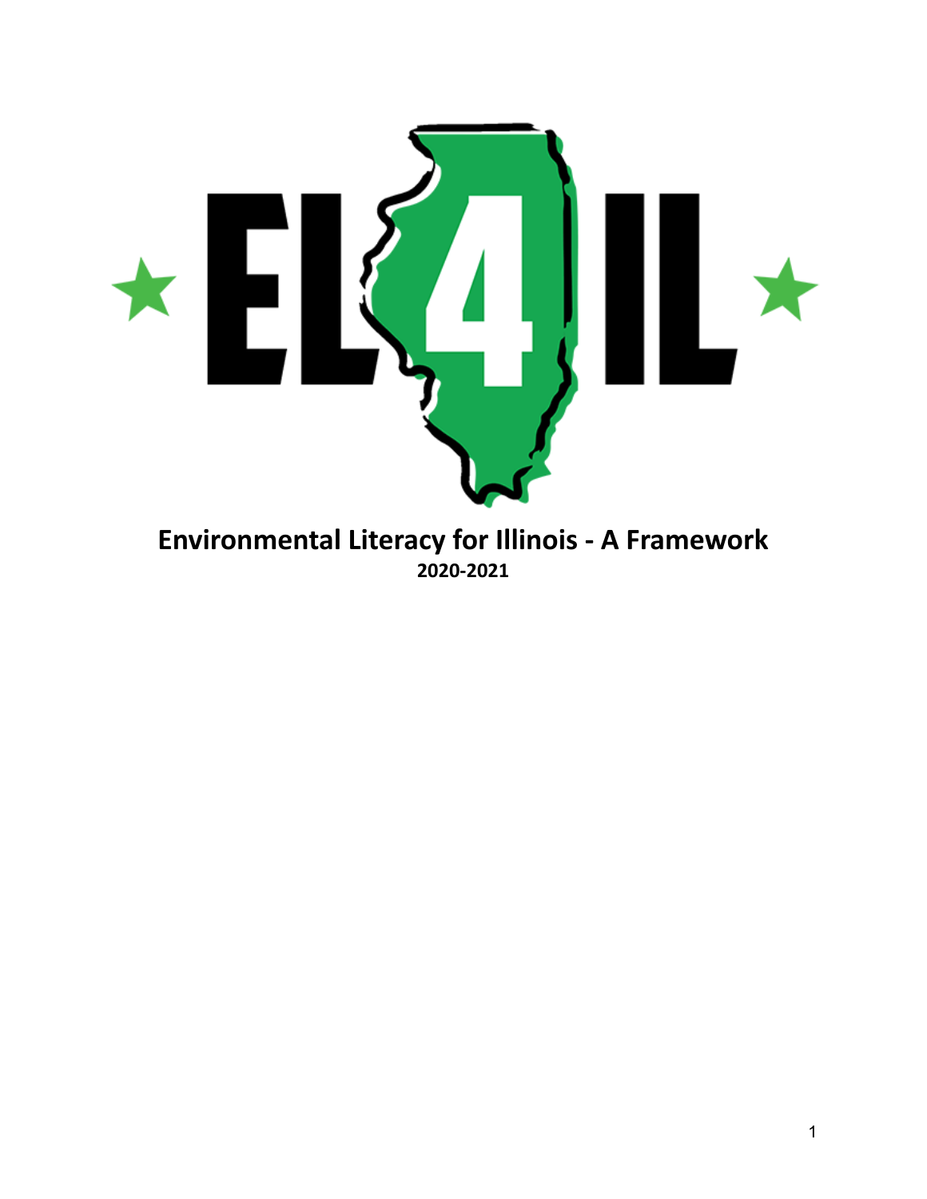EL4IL

# Environmental Literacy for Illinois - A Framework

**2020-2021**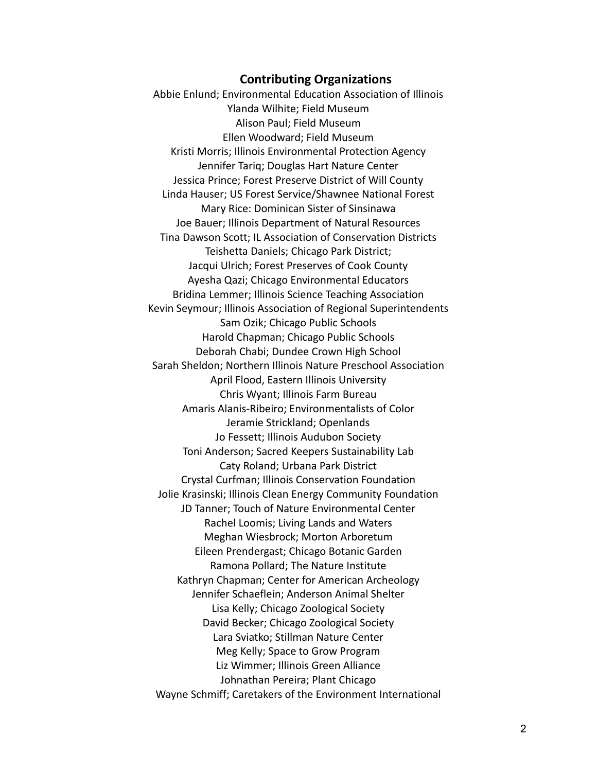## Contributing Organizations

Abbie Enlund; Environmental Education Association of Illinois
Ylanda Wilhite; Field Museum
Alison Paul; Field Museum
Ellen Woodward; Field Museum
Kristi Morris; Illinois Environmental Protection Agency
Jennifer Tariq; Douglas Hart Nature Center
Jessica Prince; Forest Preserve District of Will County
Linda Hauser; US Forest Service/Shawnee National Forest
Mary Rice: Dominican Sister of Sinsinawa
Joe Bauer; Illinois Department of Natural Resources
Tina Dawson Scott; IL Association of Conservation Districts
Teishetta Daniels; Chicago Park District;
Jacqui Ulrich; Forest Preserves of Cook County
Ayesha Qazi; Chicago Environmental Educators
Bridina Lemmer; Illinois Science Teaching Association
Kevin Seymour; Illinois Association of Regional Superintendents
Sam Ozik; Chicago Public Schools
Harold Chapman; Chicago Public Schools
Deborah Chabi; Dundee Crown High School
Sarah Sheldon; Northern Illinois Nature Preschool Association
April Flood, Eastern Illinois University
Chris Wyant; Illinois Farm Bureau
Amaris Alanis-Ribeiro; Environmentalists of Color
Jeramie Strickland; Openlands
Jo Fessett; Illinois Audubon Society
Toni Anderson; Sacred Keepers Sustainability Lab
Caty Roland; Urbana Park District
Crystal Curfman; Illinois Conservation Foundation
Jolie Krasinski; Illinois Clean Energy Community Foundation
JD Tanner; Touch of Nature Environmental Center
Rachel Loomis; Living Lands and Waters
Meghan Wiesbrock; Morton Arboretum
Eileen Prendergast; Chicago Botanic Garden
Ramona Pollard; The Nature Institute
Kathryn Chapman; Center for American Archeology
Jennifer Schaeflein; Anderson Animal Shelter
Lisa Kelly; Chicago Zoological Society
David Becker; Chicago Zoological Society
Lara Sviatko; Stillman Nature Center
Meg Kelly; Space to Grow Program
Liz Wimmer; Illinois Green Alliance
Johnathan Pereira; Plant Chicago
Wayne Schmiff; Caretakers of the Environment International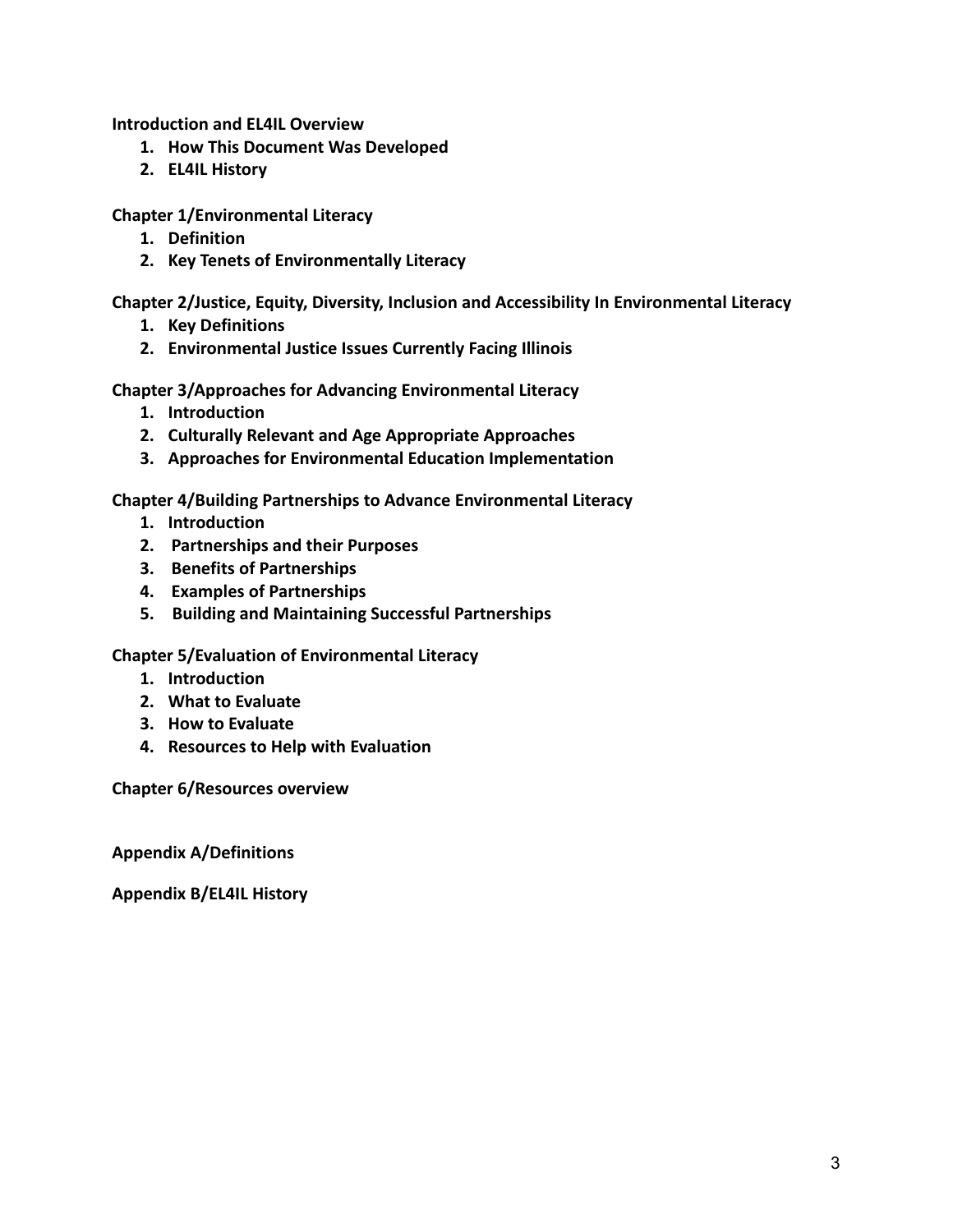**Introduction and EL4IL Overview**

1. **How This Document Was Developed**
2. **EL4IL History**

**Chapter 1/Environmental Literacy**

1. **Definition**
2. **Key Tenets of Environmentally Literacy**

**Chapter 2/Justice, Equity, Diversity, Inclusion and Accessibility In Environmental Literacy**

1. **Key Definitions**
2. **Environmental Justice Issues Currently Facing Illinois**

**Chapter 3/Approaches for Advancing Environmental Literacy**

1. **Introduction**
2. **Culturally Relevant and Age Appropriate Approaches**
3. **Approaches for Environmental Education Implementation**

**Chapter 4/Building Partnerships to Advance Environmental Literacy**

1. **Introduction**
2. **Partnerships and their Purposes**
3. **Benefits of Partnerships**
4. **Examples of Partnerships**
5. **Building and Maintaining Successful Partnerships**

**Chapter 5/Evaluation of Environmental Literacy**

1. **Introduction**
2. **What to Evaluate**
3. **How to Evaluate**
4. **Resources to Help with Evaluation**

**Chapter 6/Resources overview**

**Appendix A/Definitions**

**Appendix B/EL4IL History**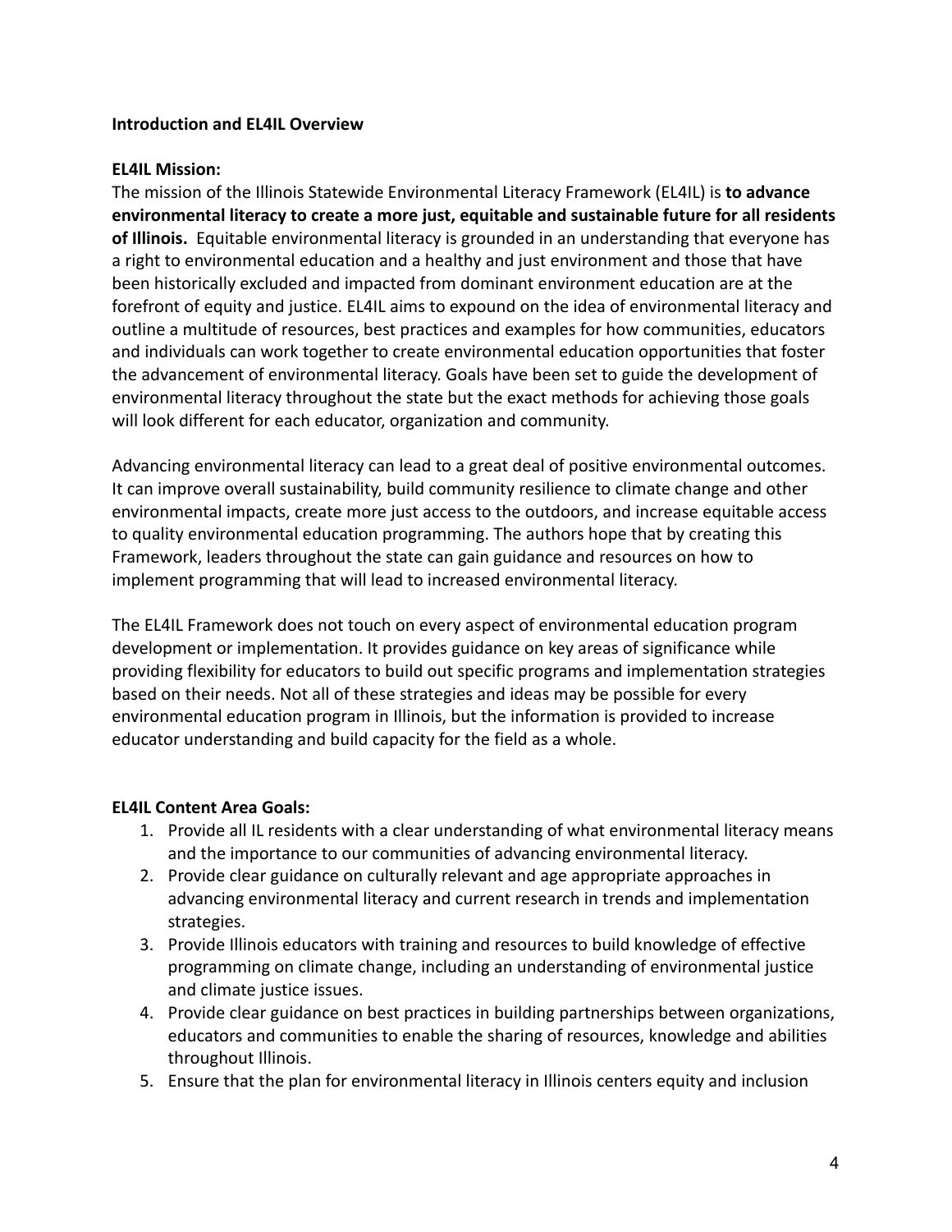**Introduction and EL4IL Overview**

**EL4IL Mission:**

The mission of the Illinois Statewide Environmental Literacy Framework (EL4IL) is **to advance environmental literacy to create a more just, equitable and sustainable future for all residents of Illinois.** Equitable environmental literacy is grounded in an understanding that everyone has a right to environmental education and a healthy and just environment and those that have been historically excluded and impacted from dominant environment education are at the forefront of equity and justice. EL4IL aims to expound on the idea of environmental literacy and outline a multitude of resources, best practices and examples for how communities, educators and individuals can work together to create environmental education opportunities that foster the advancement of environmental literacy. Goals have been set to guide the development of environmental literacy throughout the state but the exact methods for achieving those goals will look different for each educator, organization and community.

Advancing environmental literacy can lead to a great deal of positive environmental outcomes. It can improve overall sustainability, build community resilience to climate change and other environmental impacts, create more just access to the outdoors, and increase equitable access to quality environmental education programming. The authors hope that by creating this Framework, leaders throughout the state can gain guidance and resources on how to implement programming that will lead to increased environmental literacy.

The EL4IL Framework does not touch on every aspect of environmental education program development or implementation. It provides guidance on key areas of significance while providing flexibility for educators to build out specific programs and implementation strategies based on their needs. Not all of these strategies and ideas may be possible for every environmental education program in Illinois, but the information is provided to increase educator understanding and build capacity for the field as a whole.

**EL4IL Content Area Goals:**

1. Provide all IL residents with a clear understanding of what environmental literacy means and the importance to our communities of advancing environmental literacy.
2. Provide clear guidance on culturally relevant and age appropriate approaches in advancing environmental literacy and current research in trends and implementation strategies.
3. Provide Illinois educators with training and resources to build knowledge of effective programming on climate change, including an understanding of environmental justice and climate justice issues.
4. Provide clear guidance on best practices in building partnerships between organizations, educators and communities to enable the sharing of resources, knowledge and abilities throughout Illinois.
5. Ensure that the plan for environmental literacy in Illinois centers equity and inclusion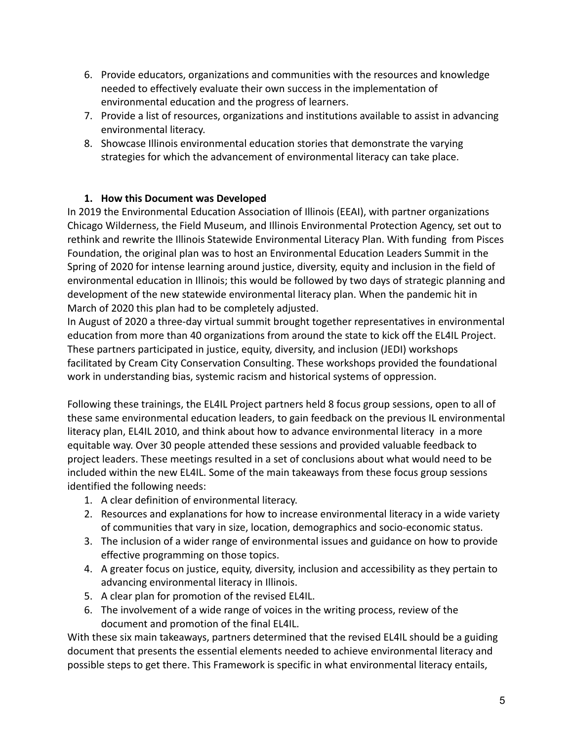6. Provide educators, organizations and communities with the resources and knowledge needed to effectively evaluate their own success in the implementation of environmental education and the progress of learners.
7. Provide a list of resources, organizations and institutions available to assist in advancing environmental literacy.
8. Showcase Illinois environmental education stories that demonstrate the varying strategies for which the advancement of environmental literacy can take place.

### 1. How this Document was Developed

In 2019 the Environmental Education Association of Illinois (EEAI), with partner organizations Chicago Wilderness, the Field Museum, and Illinois Environmental Protection Agency, set out to rethink and rewrite the Illinois Statewide Environmental Literacy Plan. With funding from Pisces Foundation, the original plan was to host an Environmental Education Leaders Summit in the Spring of 2020 for intense learning around justice, diversity, equity and inclusion in the field of environmental education in Illinois; this would be followed by two days of strategic planning and development of the new statewide environmental literacy plan. When the pandemic hit in March of 2020 this plan had to be completely adjusted.

In August of 2020 a three-day virtual summit brought together representatives in environmental education from more than 40 organizations from around the state to kick off the EL4IL Project. These partners participated in justice, equity, diversity, and inclusion (JEDI) workshops facilitated by Cream City Conservation Consulting. These workshops provided the foundational work in understanding bias, systemic racism and historical systems of oppression.

Following these trainings, the EL4IL Project partners held 8 focus group sessions, open to all of these same environmental education leaders, to gain feedback on the previous IL environmental literacy plan, EL4IL 2010, and think about how to advance environmental literacy in a more equitable way. Over 30 people attended these sessions and provided valuable feedback to project leaders. These meetings resulted in a set of conclusions about what would need to be included within the new EL4IL. Some of the main takeaways from these focus group sessions identified the following needs:

1. A clear definition of environmental literacy.
2. Resources and explanations for how to increase environmental literacy in a wide variety of communities that vary in size, location, demographics and socio-economic status.
3. The inclusion of a wider range of environmental issues and guidance on how to provide effective programming on those topics.
4. A greater focus on justice, equity, diversity, inclusion and accessibility as they pertain to advancing environmental literacy in Illinois.
5. A clear plan for promotion of the revised EL4IL.
6. The involvement of a wide range of voices in the writing process, review of the document and promotion of the final EL4IL.

With these six main takeaways, partners determined that the revised EL4IL should be a guiding document that presents the essential elements needed to achieve environmental literacy and possible steps to get there. This Framework is specific in what environmental literacy entails,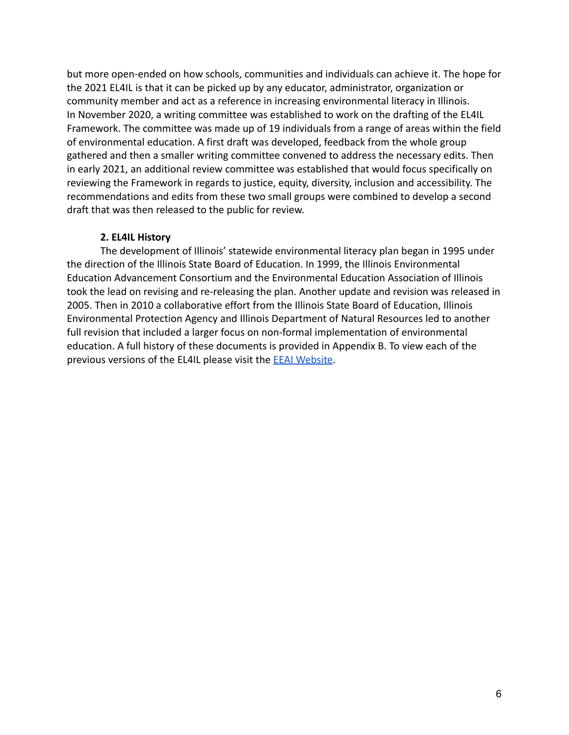but more open-ended on how schools, communities and individuals can achieve it. The hope for the 2021 EL4IL is that it can be picked up by any educator, administrator, organization or community member and act as a reference in increasing environmental literacy in Illinois. In November 2020, a writing committee was established to work on the drafting of the EL4IL Framework. The committee was made up of 19 individuals from a range of areas within the field of environmental education. A first draft was developed, feedback from the whole group gathered and then a smaller writing committee convened to address the necessary edits. Then in early 2021, an additional review committee was established that would focus specifically on reviewing the Framework in regards to justice, equity, diversity, inclusion and accessibility. The recommendations and edits from these two small groups were combined to develop a second draft that was then released to the public for review.

### 2. EL4IL History

The development of Illinois' statewide environmental literacy plan began in 1995 under the direction of the Illinois State Board of Education. In 1999, the Illinois Environmental Education Advancement Consortium and the Environmental Education Association of Illinois took the lead on revising and re-releasing the plan. Another update and revision was released in 2005. Then in 2010 a collaborative effort from the Illinois State Board of Education, Illinois Environmental Protection Agency and Illinois Department of Natural Resources led to another full revision that included a larger focus on non-formal implementation of environmental education. A full history of these documents is provided in Appendix B. To view each of the previous versions of the EL4IL please visit the EEAI Website.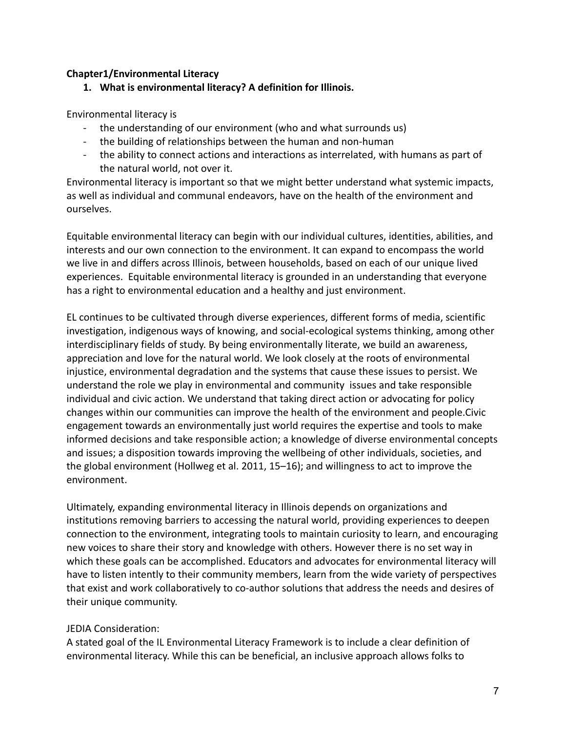**Chapter1/Environmental Literacy**

1. **What is environmental literacy? A definition for Illinois.**

Environmental literacy is

- the understanding of our environment (who and what surrounds us)
- the building of relationships between the human and non-human
- the ability to connect actions and interactions as interrelated, with humans as part of the natural world, not over it.

Environmental literacy is important so that we might better understand what systemic impacts, as well as individual and communal endeavors, have on the health of the environment and ourselves.

Equitable environmental literacy can begin with our individual cultures, identities, abilities, and interests and our own connection to the environment. It can expand to encompass the world we live in and differs across Illinois, between households, based on each of our unique lived experiences. Equitable environmental literacy is grounded in an understanding that everyone has a right to environmental education and a healthy and just environment.

EL continues to be cultivated through diverse experiences, different forms of media, scientific investigation, indigenous ways of knowing, and social-ecological systems thinking, among other interdisciplinary fields of study. By being environmentally literate, we build an awareness, appreciation and love for the natural world. We look closely at the roots of environmental injustice, environmental degradation and the systems that cause these issues to persist. We understand the role we play in environmental and community issues and take responsible individual and civic action. We understand that taking direct action or advocating for policy changes within our communities can improve the health of the environment and people.Civic engagement towards an environmentally just world requires the expertise and tools to make informed decisions and take responsible action; a knowledge of diverse environmental concepts and issues; a disposition towards improving the wellbeing of other individuals, societies, and the global environment (Hollweg et al. 2011, 15–16); and willingness to act to improve the environment.

Ultimately, expanding environmental literacy in Illinois depends on organizations and institutions removing barriers to accessing the natural world, providing experiences to deepen connection to the environment, integrating tools to maintain curiosity to learn, and encouraging new voices to share their story and knowledge with others. However there is no set way in which these goals can be accomplished. Educators and advocates for environmental literacy will have to listen intently to their community members, learn from the wide variety of perspectives that exist and work collaboratively to co-author solutions that address the needs and desires of their unique community.

JEDIA Consideration:
A stated goal of the IL Environmental Literacy Framework is to include a clear definition of environmental literacy. While this can be beneficial, an inclusive approach allows folks to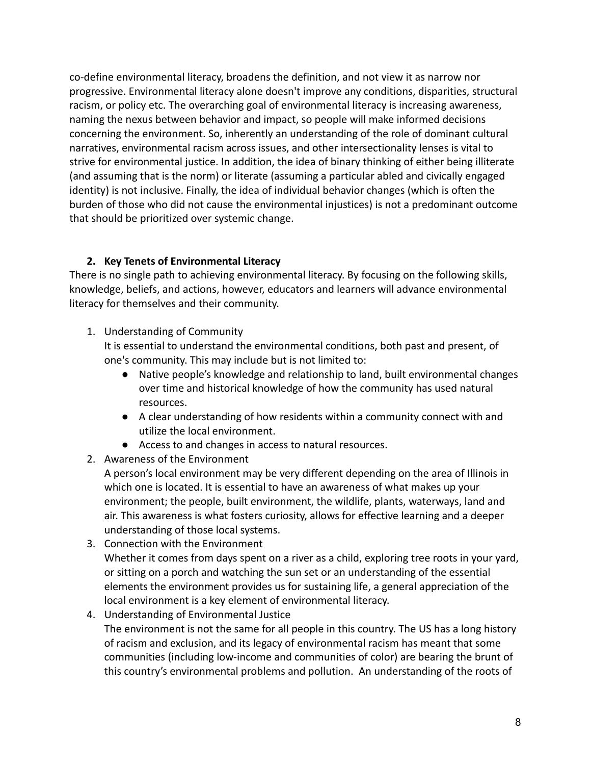co-define environmental literacy, broadens the definition, and not view it as narrow nor progressive. Environmental literacy alone doesn't improve any conditions, disparities, structural racism, or policy etc. The overarching goal of environmental literacy is increasing awareness, naming the nexus between behavior and impact, so people will make informed decisions concerning the environment. So, inherently an understanding of the role of dominant cultural narratives, environmental racism across issues, and other intersectionality lenses is vital to strive for environmental justice. In addition, the idea of binary thinking of either being illiterate (and assuming that is the norm) or literate (assuming a particular abled and civically engaged identity) is not inclusive. Finally, the idea of individual behavior changes (which is often the burden of those who did not cause the environmental injustices) is not a predominant outcome that should be prioritized over systemic change.

### 2. Key Tenets of Environmental Literacy

There is no single path to achieving environmental literacy. By focusing on the following skills, knowledge, beliefs, and actions, however, educators and learners will advance environmental literacy for themselves and their community.

1. Understanding of Community
   It is essential to understand the environmental conditions, both past and present, of one's community. This may include but is not limited to:
   - Native people's knowledge and relationship to land, built environmental changes over time and historical knowledge of how the community has used natural resources.
   - A clear understanding of how residents within a community connect with and utilize the local environment.
   - Access to and changes in access to natural resources.
2. Awareness of the Environment
   A person's local environment may be very different depending on the area of Illinois in which one is located. It is essential to have an awareness of what makes up your environment; the people, built environment, the wildlife, plants, waterways, land and air. This awareness is what fosters curiosity, allows for effective learning and a deeper understanding of those local systems.
3. Connection with the Environment
   Whether it comes from days spent on a river as a child, exploring tree roots in your yard, or sitting on a porch and watching the sun set or an understanding of the essential elements the environment provides us for sustaining life, a general appreciation of the local environment is a key element of environmental literacy.
4. Understanding of Environmental Justice
   The environment is not the same for all people in this country. The US has a long history of racism and exclusion, and its legacy of environmental racism has meant that some communities (including low-income and communities of color) are bearing the brunt of this country's environmental problems and pollution. An understanding of the roots of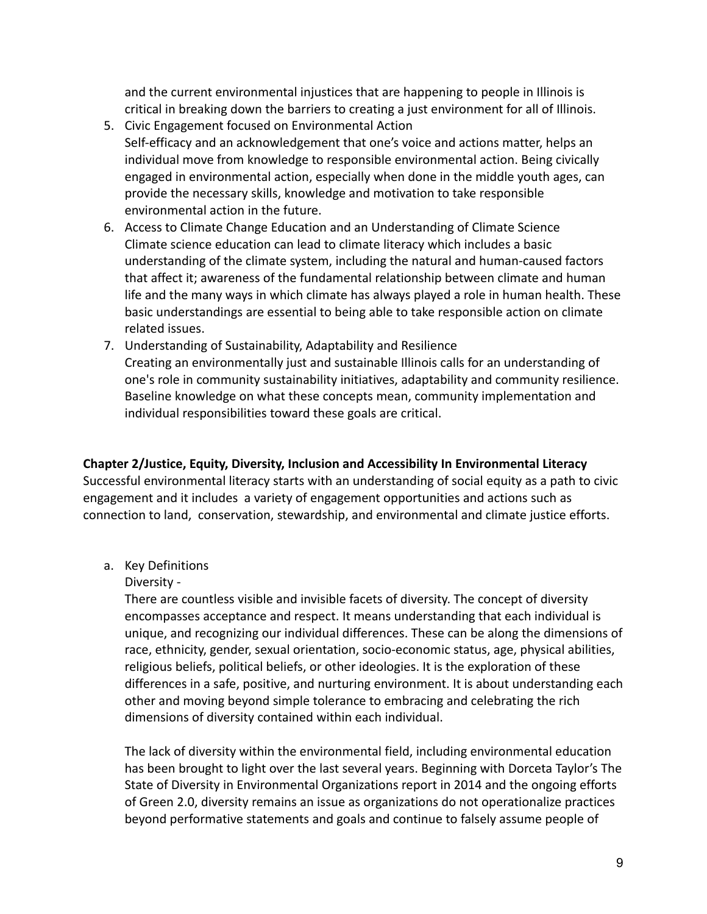and the current environmental injustices that are happening to people in Illinois is critical in breaking down the barriers to creating a just environment for all of Illinois.

5. Civic Engagement focused on Environmental Action
   Self-efficacy and an acknowledgement that one's voice and actions matter, helps an individual move from knowledge to responsible environmental action. Being civically engaged in environmental action, especially when done in the middle youth ages, can provide the necessary skills, knowledge and motivation to take responsible environmental action in the future.
6. Access to Climate Change Education and an Understanding of Climate Science
   Climate science education can lead to climate literacy which includes a basic understanding of the climate system, including the natural and human-caused factors that affect it; awareness of the fundamental relationship between climate and human life and the many ways in which climate has always played a role in human health. These basic understandings are essential to being able to take responsible action on climate related issues.
7. Understanding of Sustainability, Adaptability and Resilience
   Creating an environmentally just and sustainable Illinois calls for an understanding of one's role in community sustainability initiatives, adaptability and community resilience. Baseline knowledge on what these concepts mean, community implementation and individual responsibilities toward these goals are critical.

## Chapter 2/Justice, Equity, Diversity, Inclusion and Accessibility In Environmental Literacy

Successful environmental literacy starts with an understanding of social equity as a path to civic engagement and it includes a variety of engagement opportunities and actions such as connection to land, conservation, stewardship, and environmental and climate justice efforts.

a. Key Definitions

   Diversity -

   There are countless visible and invisible facets of diversity. The concept of diversity encompasses acceptance and respect. It means understanding that each individual is unique, and recognizing our individual differences. These can be along the dimensions of race, ethnicity, gender, sexual orientation, socio-economic status, age, physical abilities, religious beliefs, political beliefs, or other ideologies. It is the exploration of these differences in a safe, positive, and nurturing environment. It is about understanding each other and moving beyond simple tolerance to embracing and celebrating the rich dimensions of diversity contained within each individual.

   The lack of diversity within the environmental field, including environmental education has been brought to light over the last several years. Beginning with Dorceta Taylor's The State of Diversity in Environmental Organizations report in 2014 and the ongoing efforts of Green 2.0, diversity remains an issue as organizations do not operationalize practices beyond performative statements and goals and continue to falsely assume people of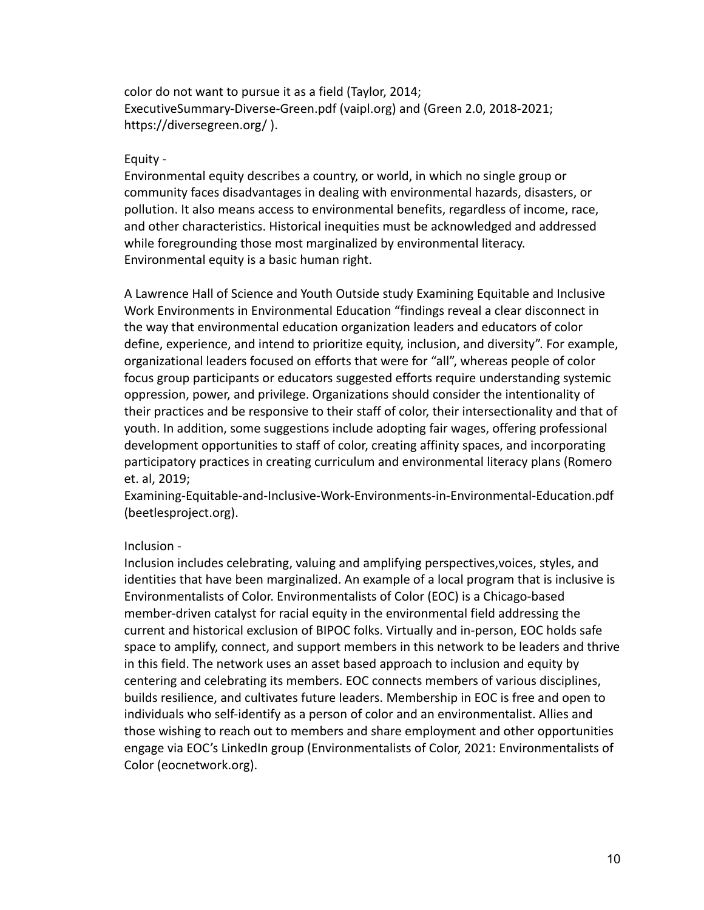color do not want to pursue it as a field (Taylor, 2014; ExecutiveSummary-Diverse-Green.pdf (vaipl.org) and (Green 2.0, 2018-2021; https://diversegreen.org/ ).

Equity -

Environmental equity describes a country, or world, in which no single group or community faces disadvantages in dealing with environmental hazards, disasters, or pollution. It also means access to environmental benefits, regardless of income, race, and other characteristics. Historical inequities must be acknowledged and addressed while foregrounding those most marginalized by environmental literacy. Environmental equity is a basic human right.

A Lawrence Hall of Science and Youth Outside study Examining Equitable and Inclusive Work Environments in Environmental Education "findings reveal a clear disconnect in the way that environmental education organization leaders and educators of color define, experience, and intend to prioritize equity, inclusion, and diversity". For example, organizational leaders focused on efforts that were for "all", whereas people of color focus group participants or educators suggested efforts require understanding systemic oppression, power, and privilege. Organizations should consider the intentionality of their practices and be responsive to their staff of color, their intersectionality and that of youth. In addition, some suggestions include adopting fair wages, offering professional development opportunities to staff of color, creating affinity spaces, and incorporating participatory practices in creating curriculum and environmental literacy plans (Romero et. al, 2019; Examining-Equitable-and-Inclusive-Work-Environments-in-Environmental-Education.pdf (beetlesproject.org).

Inclusion -

Inclusion includes celebrating, valuing and amplifying perspectives,voices, styles, and identities that have been marginalized. An example of a local program that is inclusive is Environmentalists of Color. Environmentalists of Color (EOC) is a Chicago-based member-driven catalyst for racial equity in the environmental field addressing the current and historical exclusion of BIPOC folks. Virtually and in-person, EOC holds safe space to amplify, connect, and support members in this network to be leaders and thrive in this field. The network uses an asset based approach to inclusion and equity by centering and celebrating its members. EOC connects members of various disciplines, builds resilience, and cultivates future leaders. Membership in EOC is free and open to individuals who self-identify as a person of color and an environmentalist. Allies and those wishing to reach out to members and share employment and other opportunities engage via EOC's LinkedIn group (Environmentalists of Color, 2021: Environmentalists of Color (eocnetwork.org).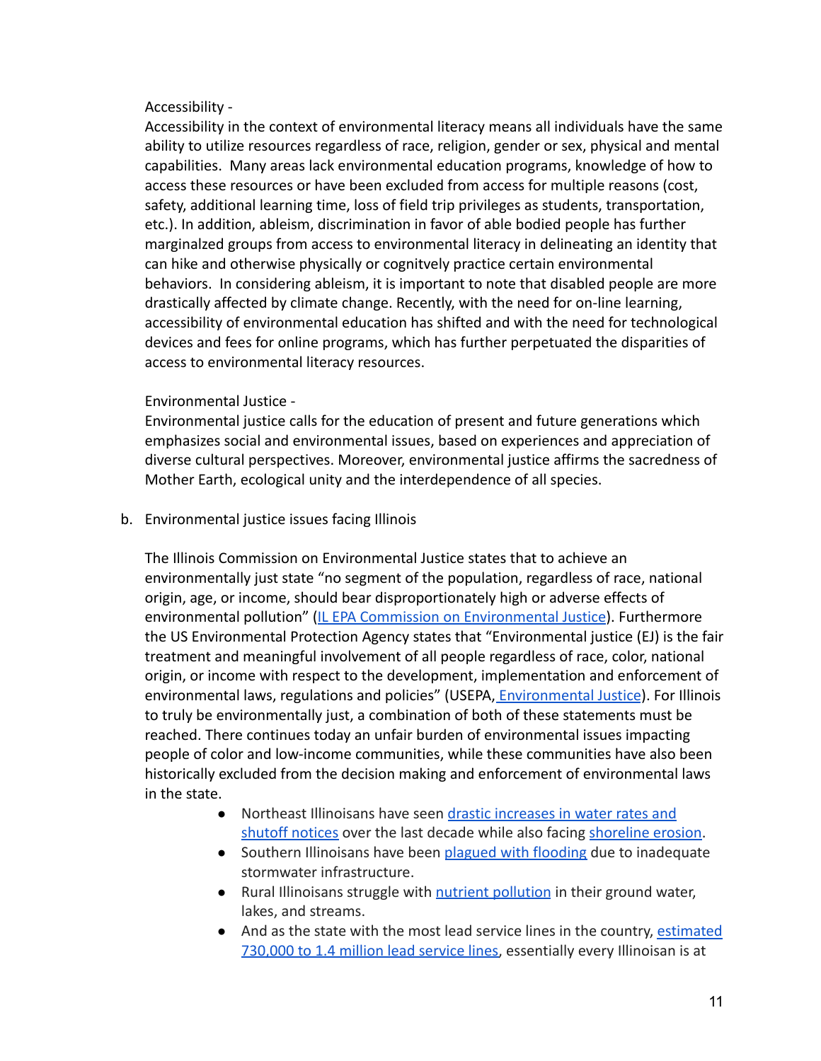Accessibility -

Accessibility in the context of environmental literacy means all individuals have the same ability to utilize resources regardless of race, religion, gender or sex, physical and mental capabilities. Many areas lack environmental education programs, knowledge of how to access these resources or have been excluded from access for multiple reasons (cost, safety, additional learning time, loss of field trip privileges as students, transportation, etc.). In addition, ableism, discrimination in favor of able bodied people has further marginalzed groups from access to environmental literacy in delineating an identity that can hike and otherwise physically or cognitvely practice certain environmental behaviors. In considering ableism, it is important to note that disabled people are more drastically affected by climate change. Recently, with the need for on-line learning, accessibility of environmental education has shifted and with the need for technological devices and fees for online programs, which has further perpetuated the disparities of access to environmental literacy resources.

Environmental Justice -

Environmental justice calls for the education of present and future generations which emphasizes social and environmental issues, based on experiences and appreciation of diverse cultural perspectives. Moreover, environmental justice affirms the sacredness of Mother Earth, ecological unity and the interdependence of all species.

b. Environmental justice issues facing Illinois

The Illinois Commission on Environmental Justice states that to achieve an environmentally just state "no segment of the population, regardless of race, national origin, age, or income, should bear disproportionately high or adverse effects of environmental pollution" (IL EPA Commission on Environmental Justice). Furthermore the US Environmental Protection Agency states that "Environmental justice (EJ) is the fair treatment and meaningful involvement of all people regardless of race, color, national origin, or income with respect to the development, implementation and enforcement of environmental laws, regulations and policies" (USEPA, Environmental Justice). For Illinois to truly be environmentally just, a combination of both of these statements must be reached. There continues today an unfair burden of environmental issues impacting people of color and low-income communities, while these communities have also been historically excluded from the decision making and enforcement of environmental laws in the state.

- Northeast Illinoisans have seen drastic increases in water rates and shutoff notices over the last decade while also facing shoreline erosion.
- Southern Illinoisans have been plagued with flooding due to inadequate stormwater infrastructure.
- Rural Illinoisans struggle with nutrient pollution in their ground water, lakes, and streams.
- And as the state with the most lead service lines in the country, estimated 730,000 to 1.4 million lead service lines, essentially every Illinoisan is at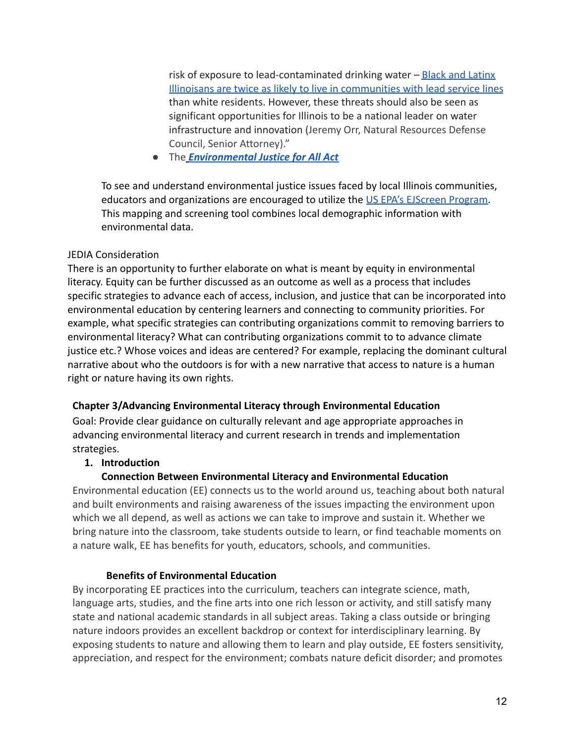risk of exposure to lead-contaminated drinking water – Black and Latinx Illinoisans are twice as likely to live in communities with lead service lines than white residents. However, these threats should also be seen as significant opportunities for Illinois to be a national leader on water infrastructure and innovation (Jeremy Orr, Natural Resources Defense Council, Senior Attorney)."

- The ***Environmental Justice for All Act***

To see and understand environmental justice issues faced by local Illinois communities, educators and organizations are encouraged to utilize the US EPA's EJScreen Program. This mapping and screening tool combines local demographic information with environmental data.

JEDIA Consideration

There is an opportunity to further elaborate on what is meant by equity in environmental literacy. Equity can be further discussed as an outcome as well as a process that includes specific strategies to advance each of access, inclusion, and justice that can be incorporated into environmental education by centering learners and connecting to community priorities. For example, what specific strategies can contributing organizations commit to removing barriers to environmental literacy? What can contributing organizations commit to to advance climate justice etc.? Whose voices and ideas are centered? For example, replacing the dominant cultural narrative about who the outdoors is for with a new narrative that access to nature is a human right or nature having its own rights.

## Chapter 3/Advancing Environmental Literacy through Environmental Education

Goal: Provide clear guidance on culturally relevant and age appropriate approaches in advancing environmental literacy and current research in trends and implementation strategies.

1. **Introduction**

### Connection Between Environmental Literacy and Environmental Education

Environmental education (EE) connects us to the world around us, teaching about both natural and built environments and raising awareness of the issues impacting the environment upon which we all depend, as well as actions we can take to improve and sustain it. Whether we bring nature into the classroom, take students outside to learn, or find teachable moments on a nature walk, EE has benefits for youth, educators, schools, and communities.

### Benefits of Environmental Education

By incorporating EE practices into the curriculum, teachers can integrate science, math, language arts, studies, and the fine arts into one rich lesson or activity, and still satisfy many state and national academic standards in all subject areas. Taking a class outside or bringing nature indoors provides an excellent backdrop or context for interdisciplinary learning. By exposing students to nature and allowing them to learn and play outside, EE fosters sensitivity, appreciation, and respect for the environment; combats nature deficit disorder; and promotes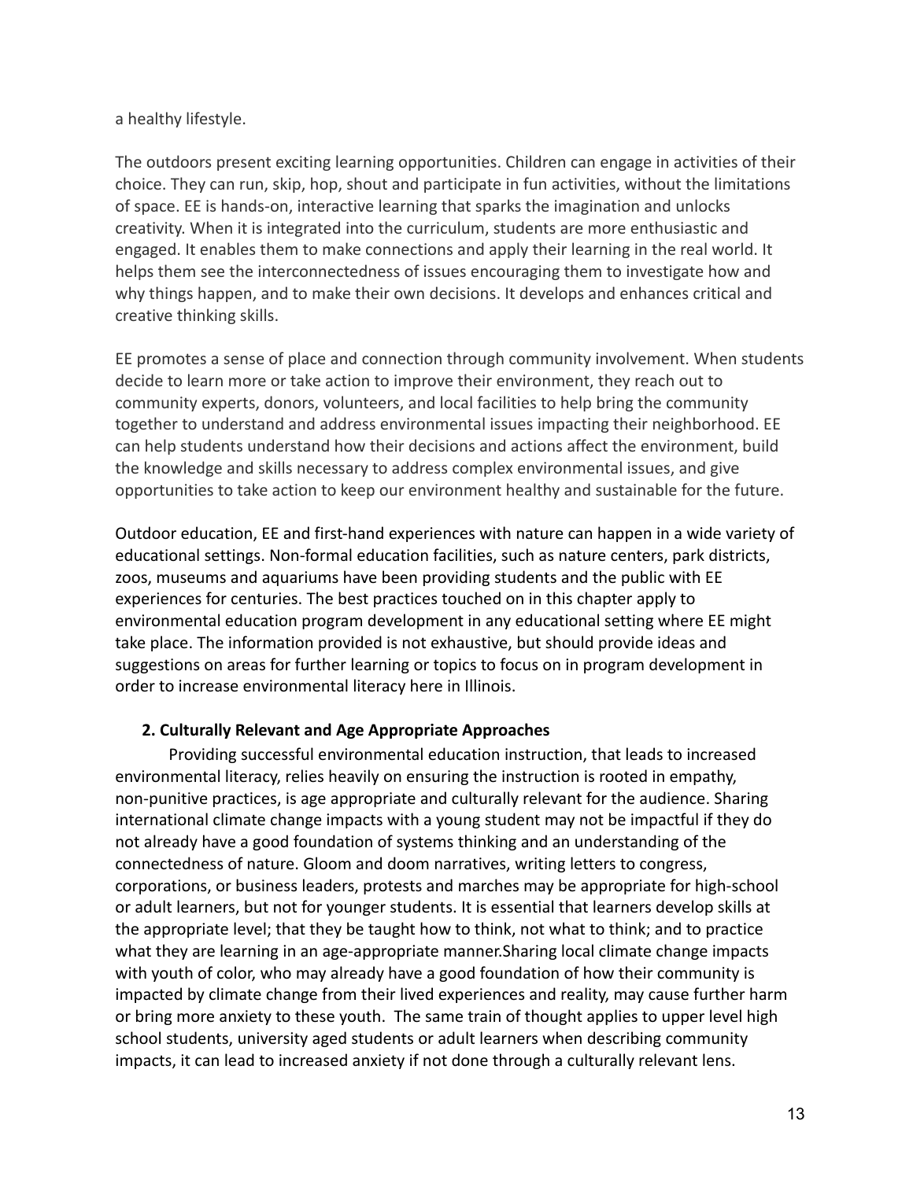a healthy lifestyle.

The outdoors present exciting learning opportunities. Children can engage in activities of their choice. They can run, skip, hop, shout and participate in fun activities, without the limitations of space. EE is hands-on, interactive learning that sparks the imagination and unlocks creativity. When it is integrated into the curriculum, students are more enthusiastic and engaged. It enables them to make connections and apply their learning in the real world. It helps them see the interconnectedness of issues encouraging them to investigate how and why things happen, and to make their own decisions. It develops and enhances critical and creative thinking skills.

EE promotes a sense of place and connection through community involvement. When students decide to learn more or take action to improve their environment, they reach out to community experts, donors, volunteers, and local facilities to help bring the community together to understand and address environmental issues impacting their neighborhood. EE can help students understand how their decisions and actions affect the environment, build the knowledge and skills necessary to address complex environmental issues, and give opportunities to take action to keep our environment healthy and sustainable for the future.

Outdoor education, EE and first-hand experiences with nature can happen in a wide variety of educational settings. Non-formal education facilities, such as nature centers, park districts, zoos, museums and aquariums have been providing students and the public with EE experiences for centuries. The best practices touched on in this chapter apply to environmental education program development in any educational setting where EE might take place. The information provided is not exhaustive, but should provide ideas and suggestions on areas for further learning or topics to focus on in program development in order to increase environmental literacy here in Illinois.

### 2. Culturally Relevant and Age Appropriate Approaches

Providing successful environmental education instruction, that leads to increased environmental literacy, relies heavily on ensuring the instruction is rooted in empathy, non-punitive practices, is age appropriate and culturally relevant for the audience. Sharing international climate change impacts with a young student may not be impactful if they do not already have a good foundation of systems thinking and an understanding of the connectedness of nature. Gloom and doom narratives, writing letters to congress, corporations, or business leaders, protests and marches may be appropriate for high-school or adult learners, but not for younger students. It is essential that learners develop skills at the appropriate level; that they be taught how to think, not what to think; and to practice what they are learning in an age-appropriate manner.Sharing local climate change impacts with youth of color, who may already have a good foundation of how their community is impacted by climate change from their lived experiences and reality, may cause further harm or bring more anxiety to these youth. The same train of thought applies to upper level high school students, university aged students or adult learners when describing community impacts, it can lead to increased anxiety if not done through a culturally relevant lens.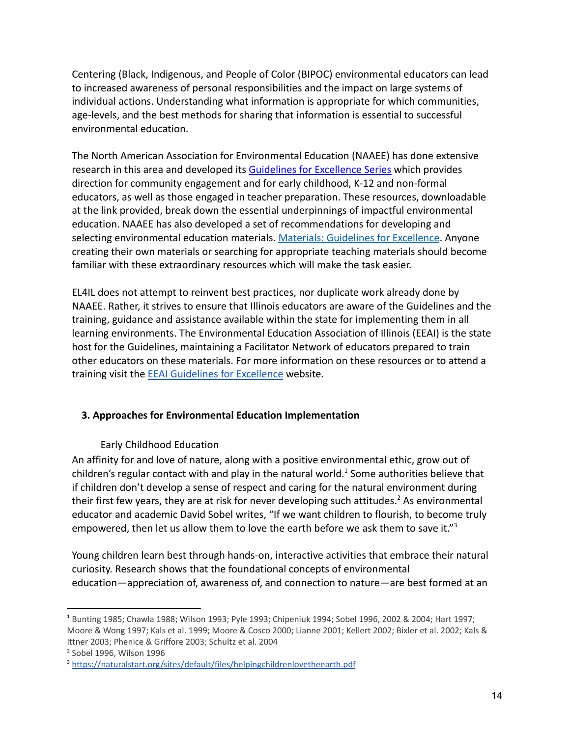Centering (Black, Indigenous, and People of Color (BIPOC) environmental educators can lead to increased awareness of personal responsibilities and the impact on large systems of individual actions. Understanding what information is appropriate for which communities, age-levels, and the best methods for sharing that information is essential to successful environmental education.

The North American Association for Environmental Education (NAAEE) has done extensive research in this area and developed its [Guidelines for Excellence Series](#) which provides direction for community engagement and for early childhood, K-12 and non-formal educators, as well as those engaged in teacher preparation. These resources, downloadable at the link provided, break down the essential underpinnings of impactful environmental education. NAAEE has also developed a set of recommendations for developing and selecting environmental education materials. [Materials: Guidelines for Excellence](#). Anyone creating their own materials or searching for appropriate teaching materials should become familiar with these extraordinary resources which will make the task easier.

EL4IL does not attempt to reinvent best practices, nor duplicate work already done by NAAEE. Rather, it strives to ensure that Illinois educators are aware of the Guidelines and the training, guidance and assistance available within the state for implementing them in all learning environments. The Environmental Education Association of Illinois (EEAI) is the state host for the Guidelines, maintaining a Facilitator Network of educators prepared to train other educators on these materials. For more information on these resources or to attend a training visit the [EEAI Guidelines for Excellence](#) website.

## 3. Approaches for Environmental Education Implementation

### Early Childhood Education

An affinity for and love of nature, along with a positive environmental ethic, grow out of children's regular contact with and play in the natural world.[1] Some authorities believe that if children don't develop a sense of respect and caring for the natural environment during their first few years, they are at risk for never developing such attitudes.[2] As environmental educator and academic David Sobel writes, "If we want children to flourish, to become truly empowered, then let us allow them to love the earth before we ask them to save it."[3]

Young children learn best through hands-on, interactive activities that embrace their natural curiosity. Research shows that the foundational concepts of environmental education—appreciation of, awareness of, and connection to nature—are best formed at an

---

[1] Bunting 1985; Chawla 1988; Wilson 1993; Pyle 1993; Chipeniuk 1994; Sobel 1996, 2002 & 2004; Hart 1997; Moore & Wong 1997; Kals et al. 1999; Moore & Cosco 2000; Lianne 2001; Kellert 2002; Bixler et al. 2002; Kals & Ittner 2003; Phenice & Griffore 2003; Schultz et al. 2004

[2] Sobel 1996, Wilson 1996

[3] https://naturalstart.org/sites/default/files/helpingchildrenlovetheearth.pdf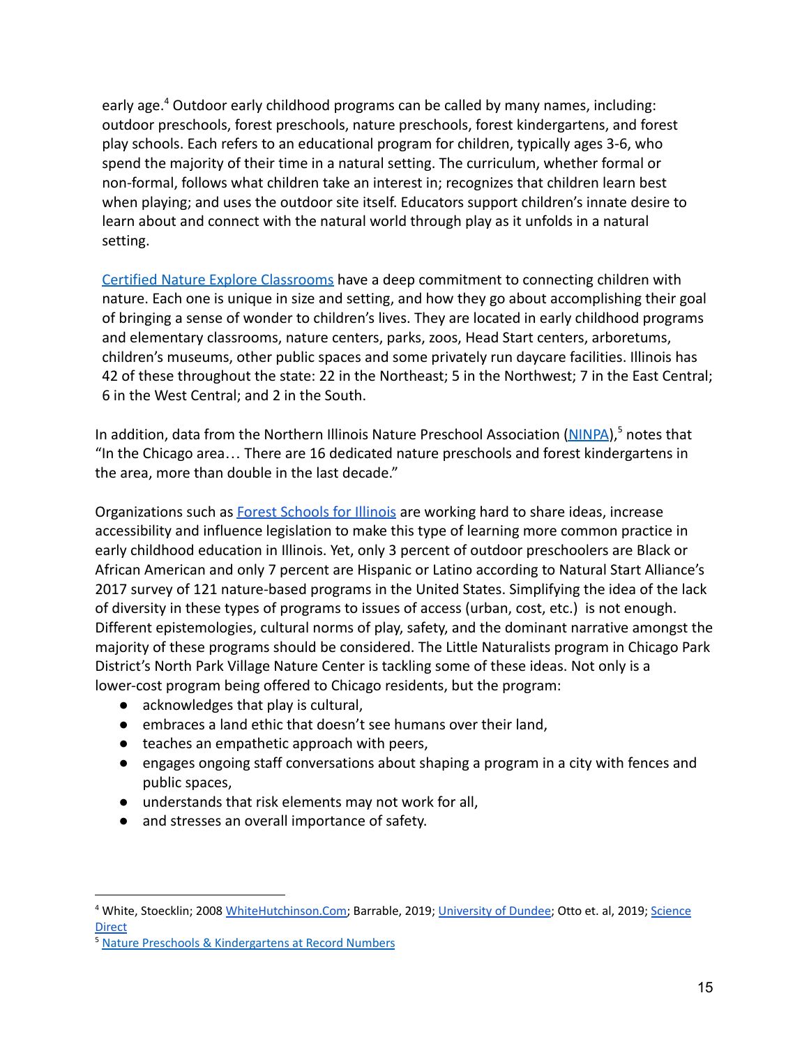early age.[4] Outdoor early childhood programs can be called by many names, including: outdoor preschools, forest preschools, nature preschools, forest kindergartens, and forest play schools. Each refers to an educational program for children, typically ages 3-6, who spend the majority of their time in a natural setting. The curriculum, whether formal or non-formal, follows what children take an interest in; recognizes that children learn best when playing; and uses the outdoor site itself. Educators support children's innate desire to learn about and connect with the natural world through play as it unfolds in a natural setting.

[Certified Nature Explore Classrooms](#) have a deep commitment to connecting children with nature. Each one is unique in size and setting, and how they go about accomplishing their goal of bringing a sense of wonder to children's lives. They are located in early childhood programs and elementary classrooms, nature centers, parks, zoos, Head Start centers, arboretums, children's museums, other public spaces and some privately run daycare facilities. Illinois has 42 of these throughout the state: 22 in the Northeast; 5 in the Northwest; 7 in the East Central; 6 in the West Central; and 2 in the South.

In addition, data from the Northern Illinois Nature Preschool Association (NINPA),[5] notes that "In the Chicago area… There are 16 dedicated nature preschools and forest kindergartens in the area, more than double in the last decade."

Organizations such as Forest Schools for Illinois are working hard to share ideas, increase accessibility and influence legislation to make this type of learning more common practice in early childhood education in Illinois. Yet, only 3 percent of outdoor preschoolers are Black or African American and only 7 percent are Hispanic or Latino according to Natural Start Alliance's 2017 survey of 121 nature-based programs in the United States. Simplifying the idea of the lack of diversity in these types of programs to issues of access (urban, cost, etc.) is not enough. Different epistemologies, cultural norms of play, safety, and the dominant narrative amongst the majority of these programs should be considered. The Little Naturalists program in Chicago Park District's North Park Village Nature Center is tackling some of these ideas. Not only is a lower-cost program being offered to Chicago residents, but the program:

- acknowledges that play is cultural,
- embraces a land ethic that doesn't see humans over their land,
- teaches an empathetic approach with peers,
- engages ongoing staff conversations about shaping a program in a city with fences and public spaces,
- understands that risk elements may not work for all,
- and stresses an overall importance of safety.

---

[4] White, Stoecklin; 2008 WhiteHutchinson.Com; Barrable, 2019; University of Dundee; Otto et. al, 2019; Science Direct

[5] Nature Preschools & Kindergartens at Record Numbers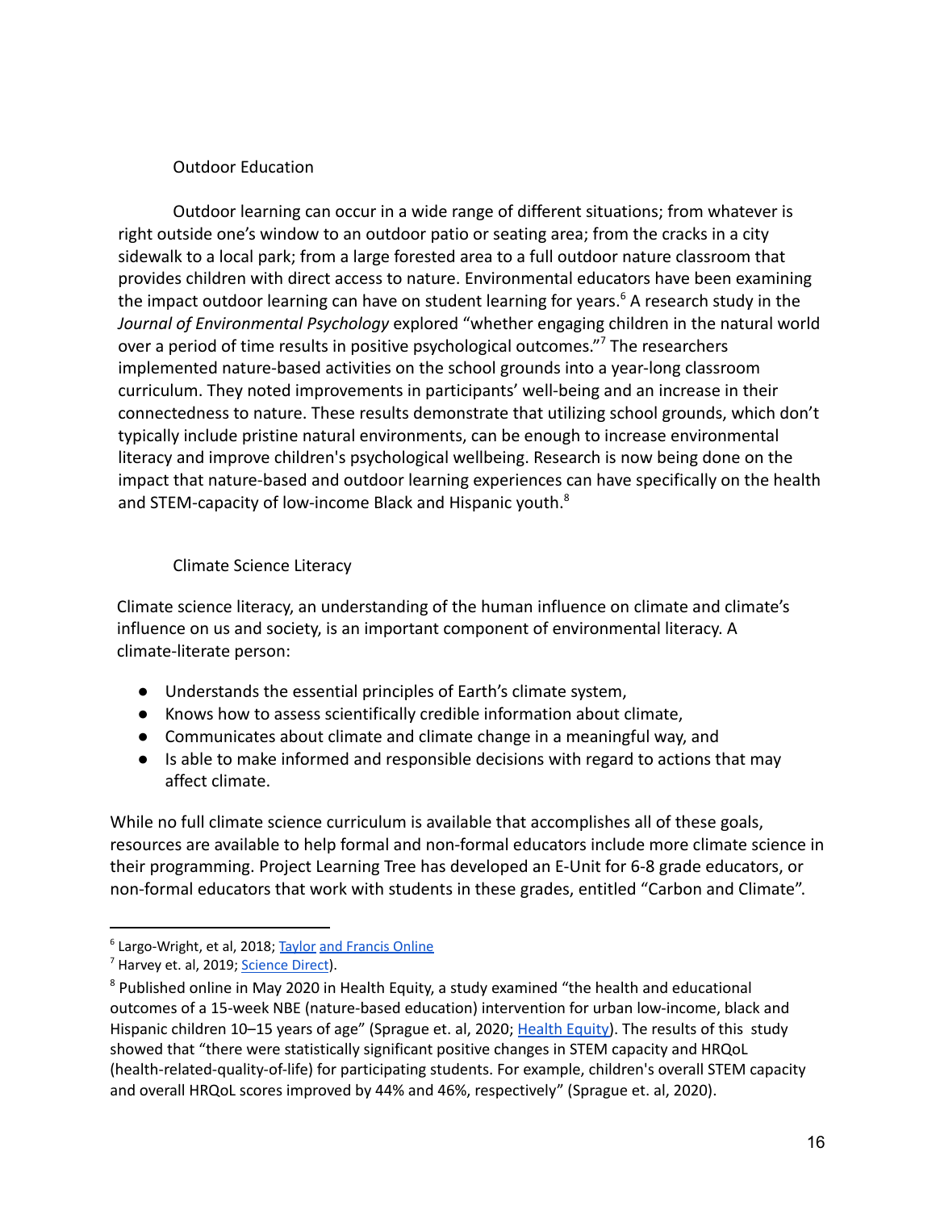## Outdoor Education

Outdoor learning can occur in a wide range of different situations; from whatever is right outside one's window to an outdoor patio or seating area; from the cracks in a city sidewalk to a local park; from a large forested area to a full outdoor nature classroom that provides children with direct access to nature. Environmental educators have been examining the impact outdoor learning can have on student learning for years.[6] A research study in the *Journal of Environmental Psychology* explored "whether engaging children in the natural world over a period of time results in positive psychological outcomes."[7] The researchers implemented nature-based activities on the school grounds into a year-long classroom curriculum. They noted improvements in participants' well-being and an increase in their connectedness to nature. These results demonstrate that utilizing school grounds, which don't typically include pristine natural environments, can be enough to increase environmental literacy and improve children's psychological wellbeing. Research is now being done on the impact that nature-based and outdoor learning experiences can have specifically on the health and STEM-capacity of low-income Black and Hispanic youth.[8]

## Climate Science Literacy

Climate science literacy, an understanding of the human influence on climate and climate's influence on us and society, is an important component of environmental literacy. A climate-literate person:

- Understands the essential principles of Earth's climate system,
- Knows how to assess scientifically credible information about climate,
- Communicates about climate and climate change in a meaningful way, and
- Is able to make informed and responsible decisions with regard to actions that may affect climate.

While no full climate science curriculum is available that accomplishes all of these goals, resources are available to help formal and non-formal educators include more climate science in their programming. Project Learning Tree has developed an E-Unit for 6-8 grade educators, or non-formal educators that work with students in these grades, entitled "Carbon and Climate".

---

[6] Largo-Wright, et al, 2018; Taylor and Francis Online

[7] Harvey et. al, 2019; Science Direct).

[8] Published online in May 2020 in Health Equity, a study examined "the health and educational outcomes of a 15-week NBE (nature-based education) intervention for urban low-income, black and Hispanic children 10–15 years of age" (Sprague et. al, 2020; Health Equity). The results of this study showed that "there were statistically significant positive changes in STEM capacity and HRQoL (health-related-quality-of-life) for participating students. For example, children's overall STEM capacity and overall HRQoL scores improved by 44% and 46%, respectively" (Sprague et. al, 2020).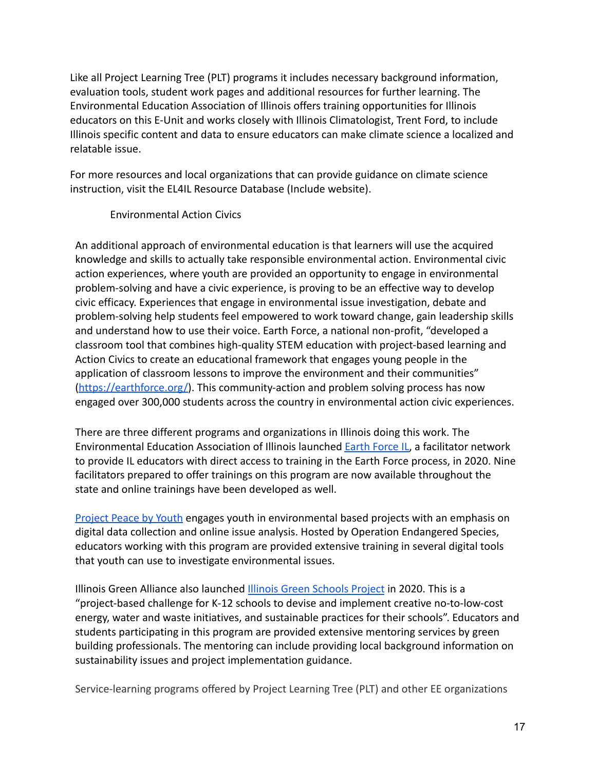Like all Project Learning Tree (PLT) programs it includes necessary background information, evaluation tools, student work pages and additional resources for further learning. The Environmental Education Association of Illinois offers training opportunities for Illinois educators on this E-Unit and works closely with Illinois Climatologist, Trent Ford, to include Illinois specific content and data to ensure educators can make climate science a localized and relatable issue.

For more resources and local organizations that can provide guidance on climate science instruction, visit the EL4IL Resource Database (Include website).

### Environmental Action Civics

An additional approach of environmental education is that learners will use the acquired knowledge and skills to actually take responsible environmental action. Environmental civic action experiences, where youth are provided an opportunity to engage in environmental problem-solving and have a civic experience, is proving to be an effective way to develop civic efficacy. Experiences that engage in environmental issue investigation, debate and problem-solving help students feel empowered to work toward change, gain leadership skills and understand how to use their voice. Earth Force, a national non-profit, "developed a classroom tool that combines high-quality STEM education with project-based learning and Action Civics to create an educational framework that engages young people in the application of classroom lessons to improve the environment and their communities" ([https://earthforce.org/](https://earthforce.org/)). This community-action and problem solving process has now engaged over 300,000 students across the country in environmental action civic experiences.

There are three different programs and organizations in Illinois doing this work. The Environmental Education Association of Illinois launched [Earth Force IL](), a facilitator network to provide IL educators with direct access to training in the Earth Force process, in 2020. Nine facilitators prepared to offer trainings on this program are now available throughout the state and online trainings have been developed as well.

[Project Peace by Youth]() engages youth in environmental based projects with an emphasis on digital data collection and online issue analysis. Hosted by Operation Endangered Species, educators working with this program are provided extensive training in several digital tools that youth can use to investigate environmental issues.

Illinois Green Alliance also launched [Illinois Green Schools Project]() in 2020. This is a "project-based challenge for K-12 schools to devise and implement creative no-to-low-cost energy, water and waste initiatives, and sustainable practices for their schools". Educators and students participating in this program are provided extensive mentoring services by green building professionals. The mentoring can include providing local background information on sustainability issues and project implementation guidance.

Service-learning programs offered by Project Learning Tree (PLT) and other EE organizations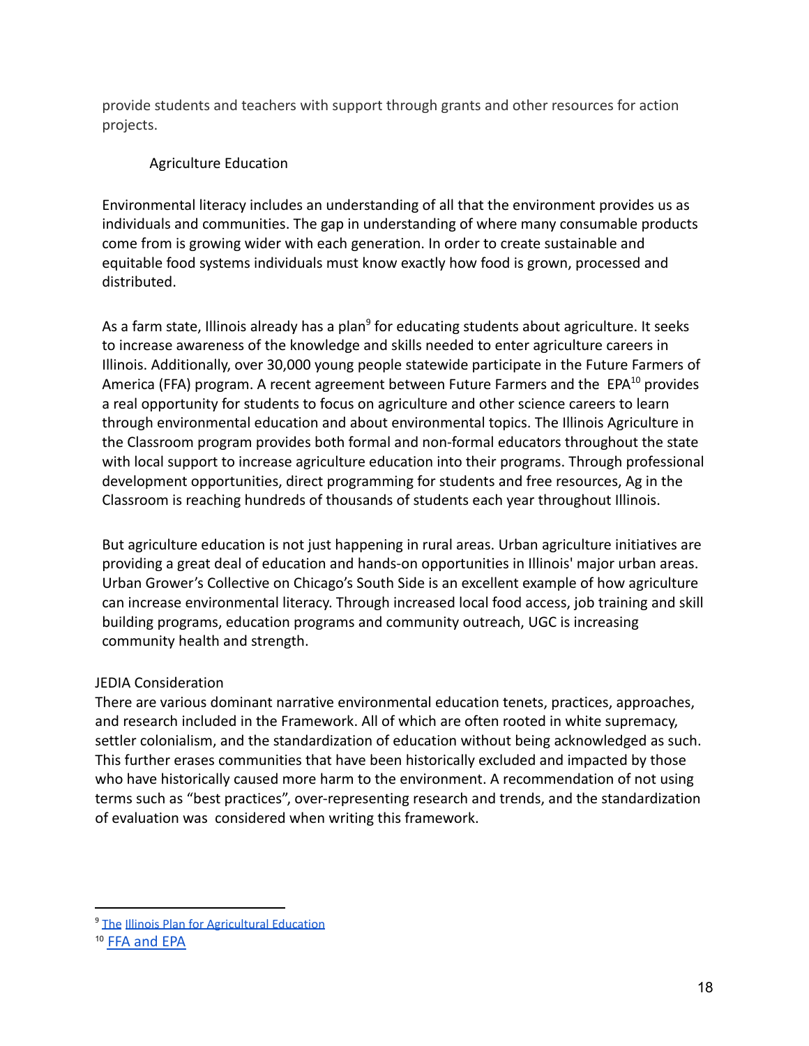provide students and teachers with support through grants and other resources for action projects.

### Agriculture Education

Environmental literacy includes an understanding of all that the environment provides us as individuals and communities. The gap in understanding of where many consumable products come from is growing wider with each generation. In order to create sustainable and equitable food systems individuals must know exactly how food is grown, processed and distributed.

As a farm state, Illinois already has a plan[9] for educating students about agriculture. It seeks to increase awareness of the knowledge and skills needed to enter agriculture careers in Illinois. Additionally, over 30,000 young people statewide participate in the Future Farmers of America (FFA) program. A recent agreement between Future Farmers and the EPA[10] provides a real opportunity for students to focus on agriculture and other science careers to learn through environmental education and about environmental topics. The Illinois Agriculture in the Classroom program provides both formal and non-formal educators throughout the state with local support to increase agriculture education into their programs. Through professional development opportunities, direct programming for students and free resources, Ag in the Classroom is reaching hundreds of thousands of students each year throughout Illinois.

But agriculture education is not just happening in rural areas. Urban agriculture initiatives are providing a great deal of education and hands-on opportunities in Illinois' major urban areas. Urban Grower's Collective on Chicago's South Side is an excellent example of how agriculture can increase environmental literacy. Through increased local food access, job training and skill building programs, education programs and community outreach, UGC is increasing community health and strength.

### JEDIA Consideration

There are various dominant narrative environmental education tenets, practices, approaches, and research included in the Framework. All of which are often rooted in white supremacy, settler colonialism, and the standardization of education without being acknowledged as such. This further erases communities that have been historically excluded and impacted by those who have historically caused more harm to the environment. A recommendation of not using terms such as "best practices", over-representing research and trends, and the standardization of evaluation was considered when writing this framework.

---

[9] The Illinois Plan for Agricultural Education

[10] FFA and EPA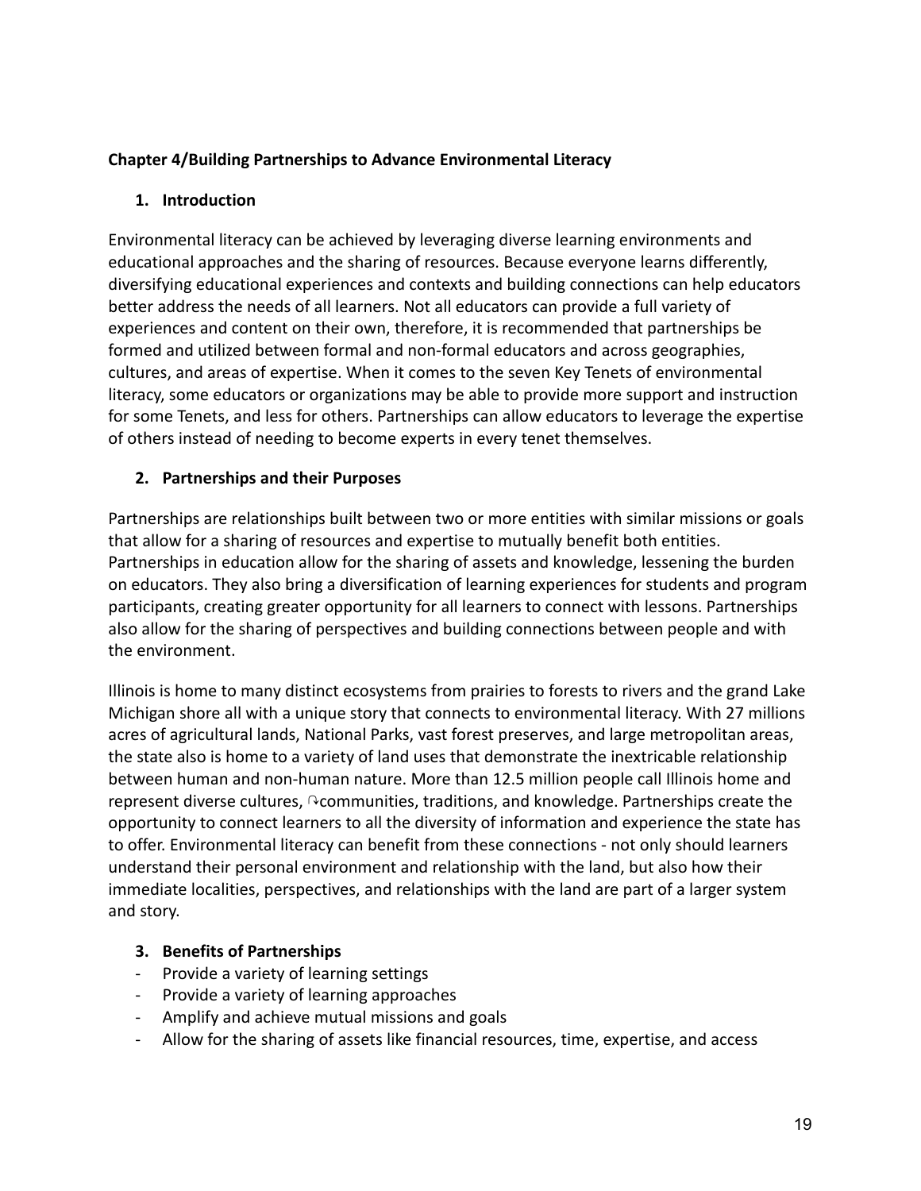**Chapter 4/Building Partnerships to Advance Environmental Literacy**

1. **Introduction**

Environmental literacy can be achieved by leveraging diverse learning environments and educational approaches and the sharing of resources. Because everyone learns differently, diversifying educational experiences and contexts and building connections can help educators better address the needs of all learners. Not all educators can provide a full variety of experiences and content on their own, therefore, it is recommended that partnerships be formed and utilized between formal and non-formal educators and across geographies, cultures, and areas of expertise. When it comes to the seven Key Tenets of environmental literacy, some educators or organizations may be able to provide more support and instruction for some Tenets, and less for others. Partnerships can allow educators to leverage the expertise of others instead of needing to become experts in every tenet themselves.

2. **Partnerships and their Purposes**

Partnerships are relationships built between two or more entities with similar missions or goals that allow for a sharing of resources and expertise to mutually benefit both entities. Partnerships in education allow for the sharing of assets and knowledge, lessening the burden on educators. They also bring a diversification of learning experiences for students and program participants, creating greater opportunity for all learners to connect with lessons. Partnerships also allow for the sharing of perspectives and building connections between people and with the environment.

Illinois is home to many distinct ecosystems from prairies to forests to rivers and the grand Lake Michigan shore all with a unique story that connects to environmental literacy. With 27 millions acres of agricultural lands, National Parks, vast forest preserves, and large metropolitan areas, the state also is home to a variety of land uses that demonstrate the inextricable relationship between human and non-human nature. More than 12.5 million people call Illinois home and represent diverse cultures, ↷communities, traditions, and knowledge. Partnerships create the opportunity to connect learners to all the diversity of information and experience the state has to offer. Environmental literacy can benefit from these connections - not only should learners understand their personal environment and relationship with the land, but also how their immediate localities, perspectives, and relationships with the land are part of a larger system and story.

3. **Benefits of Partnerships**

- Provide a variety of learning settings
- Provide a variety of learning approaches
- Amplify and achieve mutual missions and goals
- Allow for the sharing of assets like financial resources, time, expertise, and access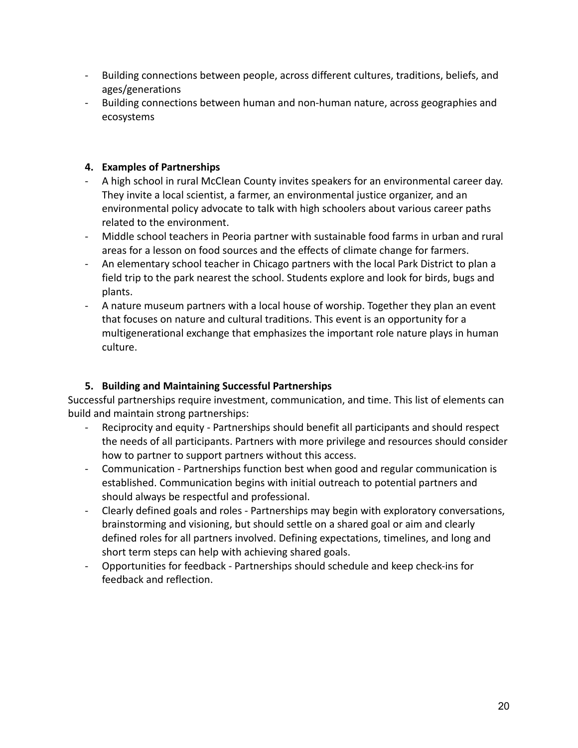- Building connections between people, across different cultures, traditions, beliefs, and ages/generations
- Building connections between human and non-human nature, across geographies and ecosystems

**4. Examples of Partnerships**

- A high school in rural McClean County invites speakers for an environmental career day. They invite a local scientist, a farmer, an environmental justice organizer, and an environmental policy advocate to talk with high schoolers about various career paths related to the environment.
- Middle school teachers in Peoria partner with sustainable food farms in urban and rural areas for a lesson on food sources and the effects of climate change for farmers.
- An elementary school teacher in Chicago partners with the local Park District to plan a field trip to the park nearest the school. Students explore and look for birds, bugs and plants.
- A nature museum partners with a local house of worship. Together they plan an event that focuses on nature and cultural traditions. This event is an opportunity for a multigenerational exchange that emphasizes the important role nature plays in human culture.

**5. Building and Maintaining Successful Partnerships**

Successful partnerships require investment, communication, and time. This list of elements can build and maintain strong partnerships:

- Reciprocity and equity - Partnerships should benefit all participants and should respect the needs of all participants. Partners with more privilege and resources should consider how to partner to support partners without this access.
- Communication - Partnerships function best when good and regular communication is established. Communication begins with initial outreach to potential partners and should always be respectful and professional.
- Clearly defined goals and roles - Partnerships may begin with exploratory conversations, brainstorming and visioning, but should settle on a shared goal or aim and clearly defined roles for all partners involved. Defining expectations, timelines, and long and short term steps can help with achieving shared goals.
- Opportunities for feedback - Partnerships should schedule and keep check-ins for feedback and reflection.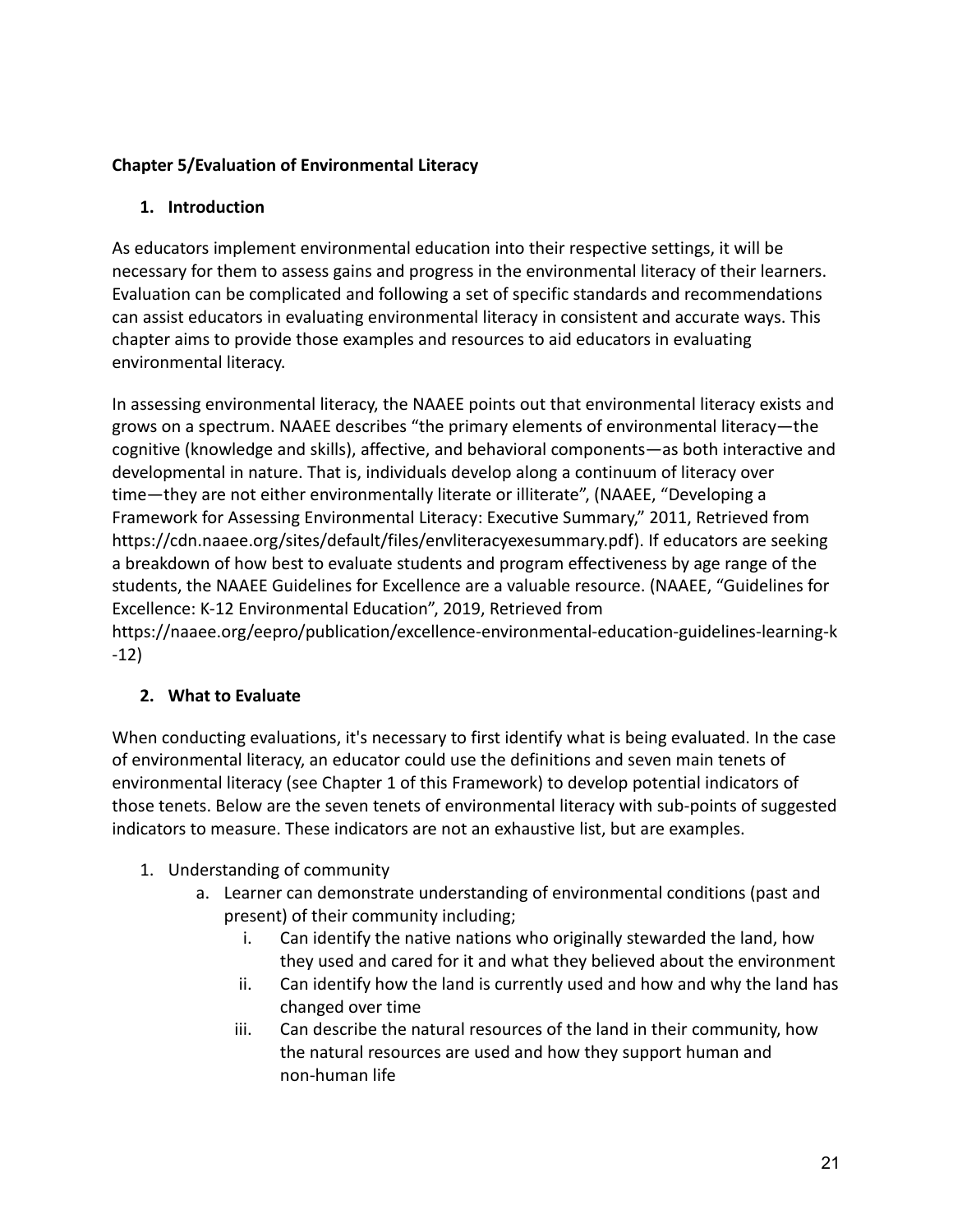**Chapter 5/Evaluation of Environmental Literacy**

## 1. Introduction

As educators implement environmental education into their respective settings, it will be necessary for them to assess gains and progress in the environmental literacy of their learners. Evaluation can be complicated and following a set of specific standards and recommendations can assist educators in evaluating environmental literacy in consistent and accurate ways. This chapter aims to provide those examples and resources to aid educators in evaluating environmental literacy.

In assessing environmental literacy, the NAAEE points out that environmental literacy exists and grows on a spectrum. NAAEE describes "the primary elements of environmental literacy—the cognitive (knowledge and skills), affective, and behavioral components—as both interactive and developmental in nature. That is, individuals develop along a continuum of literacy over time—they are not either environmentally literate or illiterate", (NAAEE, "Developing a Framework for Assessing Environmental Literacy: Executive Summary," 2011, Retrieved from https://cdn.naaee.org/sites/default/files/envliteracyexesummary.pdf). If educators are seeking a breakdown of how best to evaluate students and program effectiveness by age range of the students, the NAAEE Guidelines for Excellence are a valuable resource. (NAAEE, "Guidelines for Excellence: K-12 Environmental Education", 2019, Retrieved from https://naaee.org/eepro/publication/excellence-environmental-education-guidelines-learning-k-12)

## 2. What to Evaluate

When conducting evaluations, it's necessary to first identify what is being evaluated. In the case of environmental literacy, an educator could use the definitions and seven main tenets of environmental literacy (see Chapter 1 of this Framework) to develop potential indicators of those tenets. Below are the seven tenets of environmental literacy with sub-points of suggested indicators to measure. These indicators are not an exhaustive list, but are examples.

1. Understanding of community
   a. Learner can demonstrate understanding of environmental conditions (past and present) of their community including;
      i. Can identify the native nations who originally stewarded the land, how they used and cared for it and what they believed about the environment
      ii. Can identify how the land is currently used and how and why the land has changed over time
      iii. Can describe the natural resources of the land in their community, how the natural resources are used and how they support human and non-human life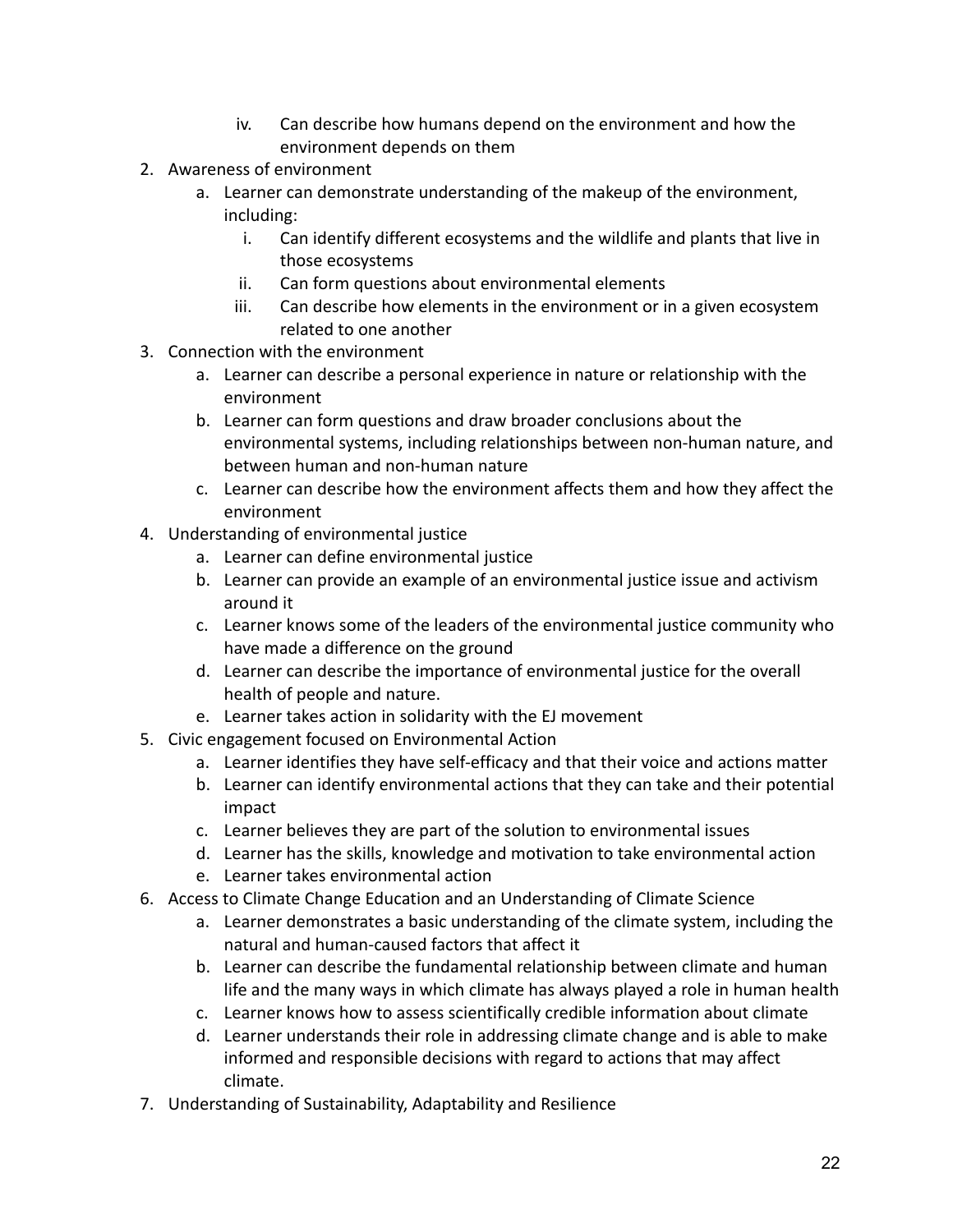iv. Can describe how humans depend on the environment and how the environment depends on them

2. Awareness of environment
    a. Learner can demonstrate understanding of the makeup of the environment, including:
        i. Can identify different ecosystems and the wildlife and plants that live in those ecosystems
        ii. Can form questions about environmental elements
        iii. Can describe how elements in the environment or in a given ecosystem related to one another
3. Connection with the environment
    a. Learner can describe a personal experience in nature or relationship with the environment
    b. Learner can form questions and draw broader conclusions about the environmental systems, including relationships between non-human nature, and between human and non-human nature
    c. Learner can describe how the environment affects them and how they affect the environment
4. Understanding of environmental justice
    a. Learner can define environmental justice
    b. Learner can provide an example of an environmental justice issue and activism around it
    c. Learner knows some of the leaders of the environmental justice community who have made a difference on the ground
    d. Learner can describe the importance of environmental justice for the overall health of people and nature.
    e. Learner takes action in solidarity with the EJ movement
5. Civic engagement focused on Environmental Action
    a. Learner identifies they have self-efficacy and that their voice and actions matter
    b. Learner can identify environmental actions that they can take and their potential impact
    c. Learner believes they are part of the solution to environmental issues
    d. Learner has the skills, knowledge and motivation to take environmental action
    e. Learner takes environmental action
6. Access to Climate Change Education and an Understanding of Climate Science
    a. Learner demonstrates a basic understanding of the climate system, including the natural and human-caused factors that affect it
    b. Learner can describe the fundamental relationship between climate and human life and the many ways in which climate has always played a role in human health
    c. Learner knows how to assess scientifically credible information about climate
    d. Learner understands their role in addressing climate change and is able to make informed and responsible decisions with regard to actions that may affect climate.
7. Understanding of Sustainability, Adaptability and Resilience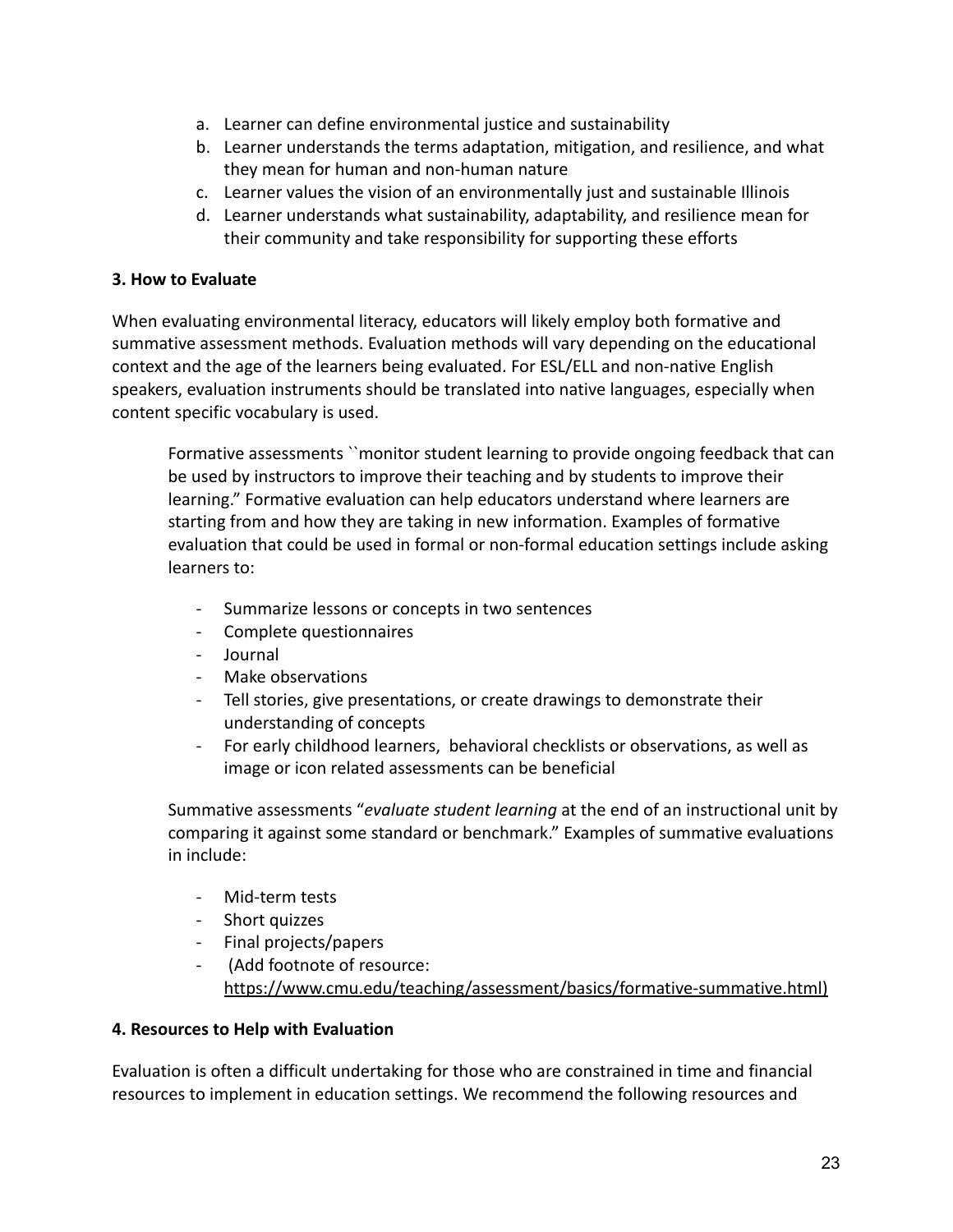a. Learner can define environmental justice and sustainability
b. Learner understands the terms adaptation, mitigation, and resilience, and what they mean for human and non-human nature
c. Learner values the vision of an environmentally just and sustainable Illinois
d. Learner understands what sustainability, adaptability, and resilience mean for their community and take responsibility for supporting these efforts

**3. How to Evaluate**

When evaluating environmental literacy, educators will likely employ both formative and summative assessment methods. Evaluation methods will vary depending on the educational context and the age of the learners being evaluated. For ESL/ELL and non-native English speakers, evaluation instruments should be translated into native languages, especially when content specific vocabulary is used.

> Formative assessments ``monitor student learning to provide ongoing feedback that can be used by instructors to improve their teaching and by students to improve their learning." Formative evaluation can help educators understand where learners are starting from and how they are taking in new information. Examples of formative evaluation that could be used in formal or non-formal education settings include asking learners to:
>
> - Summarize lessons or concepts in two sentences
> - Complete questionnaires
> - Journal
> - Make observations
> - Tell stories, give presentations, or create drawings to demonstrate their understanding of concepts
> - For early childhood learners, behavioral checklists or observations, as well as image or icon related assessments can be beneficial
>
> Summative assessments "*evaluate student learning* at the end of an instructional unit by comparing it against some standard or benchmark." Examples of summative evaluations in include:
>
> - Mid-term tests
> - Short quizzes
> - Final projects/papers
> - (Add footnote of resource: https://www.cmu.edu/teaching/assessment/basics/formative-summative.html)

**4. Resources to Help with Evaluation**

Evaluation is often a difficult undertaking for those who are constrained in time and financial resources to implement in education settings. We recommend the following resources and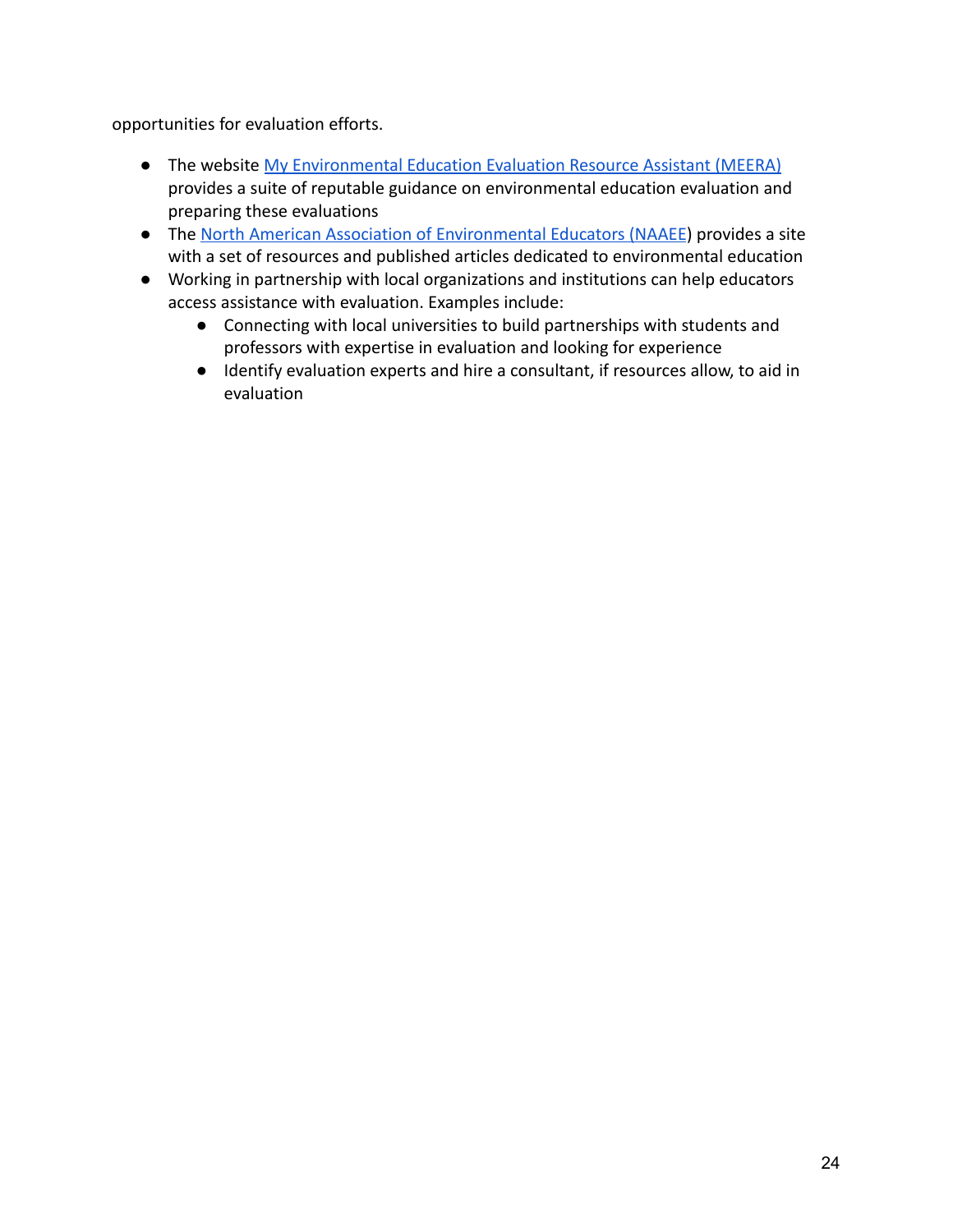opportunities for evaluation efforts.

- The website My Environmental Education Evaluation Resource Assistant (MEERA) provides a suite of reputable guidance on environmental education evaluation and preparing these evaluations
- The North American Association of Environmental Educators (NAAEE) provides a site with a set of resources and published articles dedicated to environmental education
- Working in partnership with local organizations and institutions can help educators access assistance with evaluation. Examples include:
  - Connecting with local universities to build partnerships with students and professors with expertise in evaluation and looking for experience
  - Identify evaluation experts and hire a consultant, if resources allow, to aid in evaluation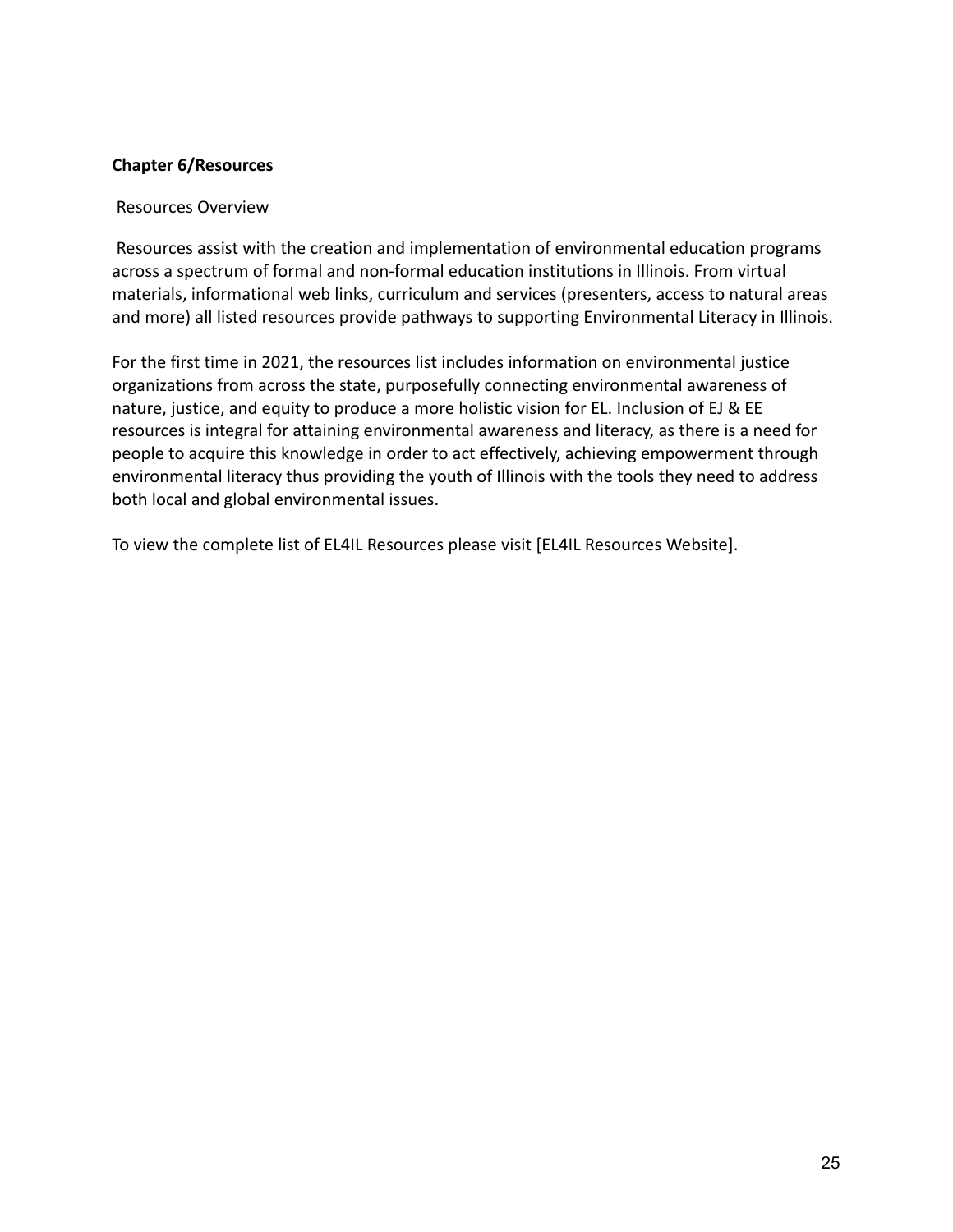**Chapter 6/Resources**

Resources Overview

Resources assist with the creation and implementation of environmental education programs across a spectrum of formal and non-formal education institutions in Illinois. From virtual materials, informational web links, curriculum and services (presenters, access to natural areas and more) all listed resources provide pathways to supporting Environmental Literacy in Illinois.

For the first time in 2021, the resources list includes information on environmental justice organizations from across the state, purposefully connecting environmental awareness of nature, justice, and equity to produce a more holistic vision for EL. Inclusion of EJ & EE resources is integral for attaining environmental awareness and literacy, as there is a need for people to acquire this knowledge in order to act effectively, achieving empowerment through environmental literacy thus providing the youth of Illinois with the tools they need to address both local and global environmental issues.

To view the complete list of EL4IL Resources please visit [EL4IL Resources Website].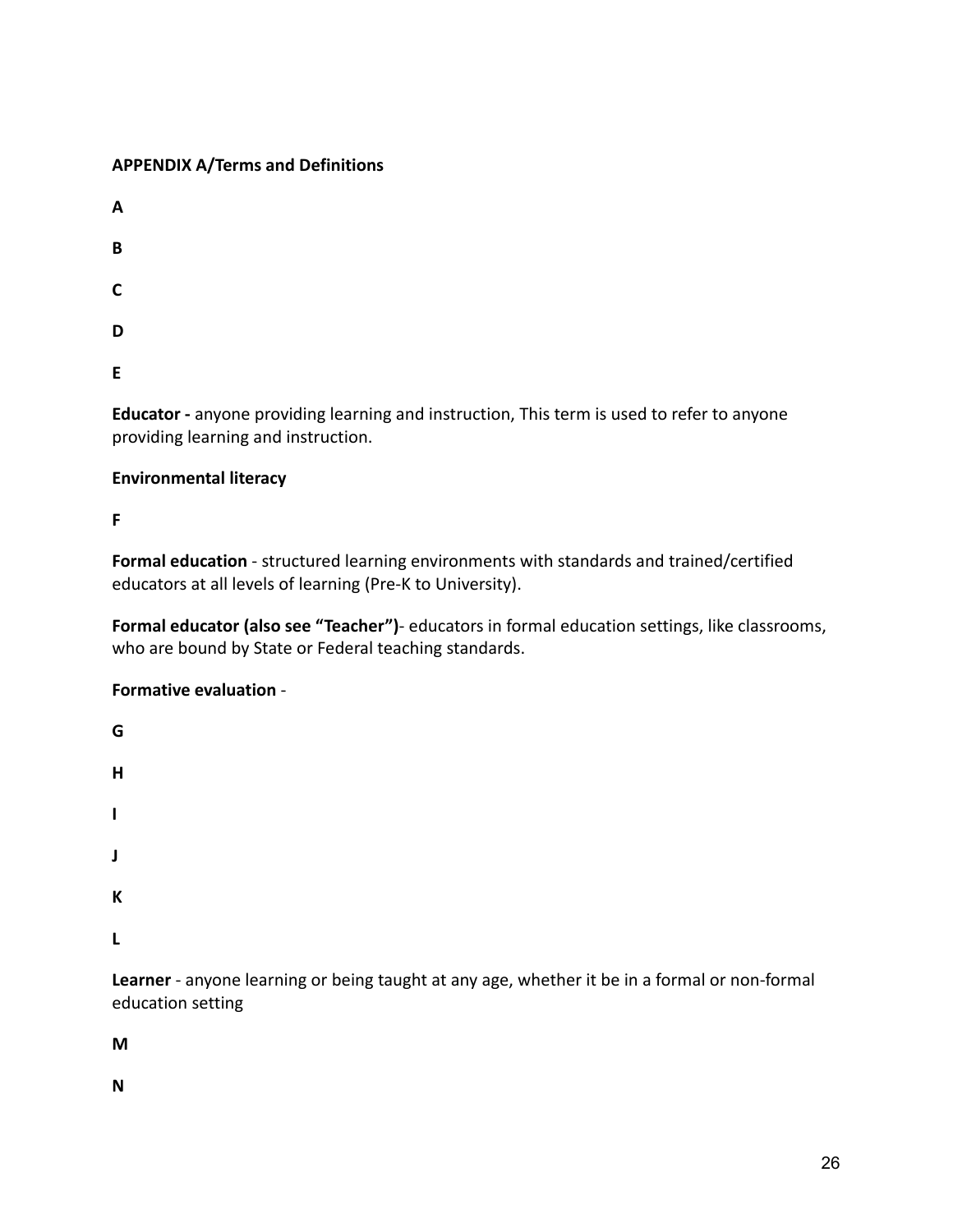**APPENDIX A/Terms and Definitions**

**A**

**B**

**C**

**D**

**E**

**Educator -** anyone providing learning and instruction, This term is used to refer to anyone providing learning and instruction.

**Environmental literacy**

**F**

**Formal education** - structured learning environments with standards and trained/certified educators at all levels of learning (Pre-K to University).

**Formal educator (also see "Teacher")**- educators in formal education settings, like classrooms, who are bound by State or Federal teaching standards.

**Formative evaluation** -

**G**

**H**

**I**

**J**

**K**

**L**

**Learner** - anyone learning or being taught at any age, whether it be in a formal or non-formal education setting

**M**

**N**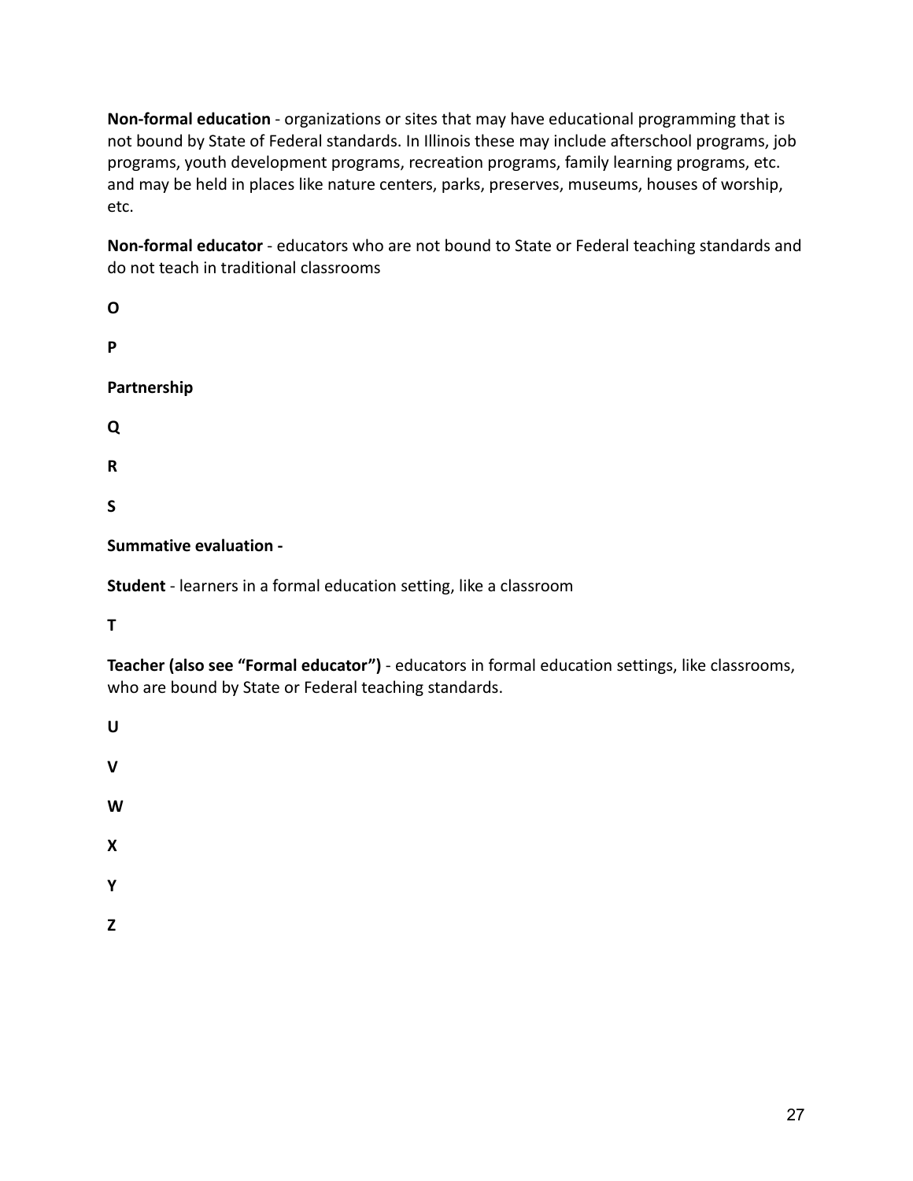**Non-formal education** - organizations or sites that may have educational programming that is not bound by State of Federal standards. In Illinois these may include afterschool programs, job programs, youth development programs, recreation programs, family learning programs, etc. and may be held in places like nature centers, parks, preserves, museums, houses of worship, etc.

**Non-formal educator** - educators who are not bound to State or Federal teaching standards and do not teach in traditional classrooms

**O**

**P**

**Partnership**

**Q**

**R**

**S**

**Summative evaluation -**

**Student** - learners in a formal education setting, like a classroom

**T**

**Teacher (also see "Formal educator")** - educators in formal education settings, like classrooms, who are bound by State or Federal teaching standards.

**U**

**V**

**W**

**X**

**Y**

**Z**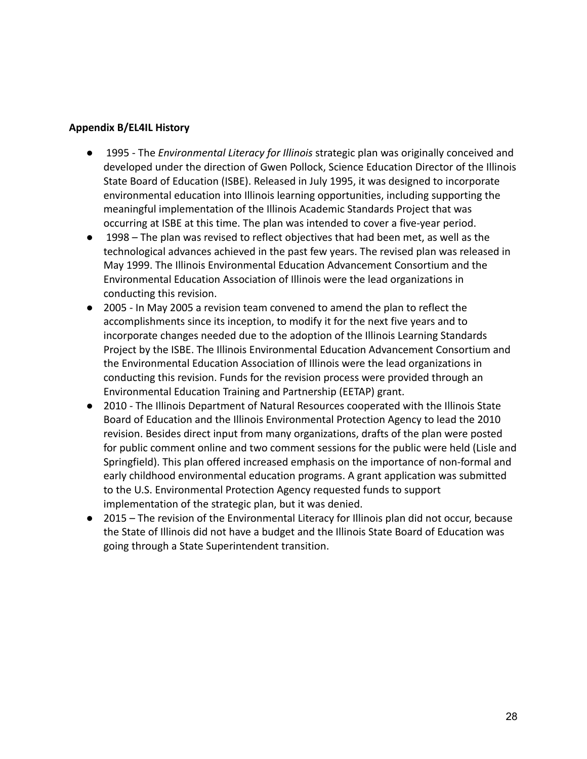**Appendix B/EL4IL History**

- 1995 - The *Environmental Literacy for Illinois* strategic plan was originally conceived and developed under the direction of Gwen Pollock, Science Education Director of the Illinois State Board of Education (ISBE). Released in July 1995, it was designed to incorporate environmental education into Illinois learning opportunities, including supporting the meaningful implementation of the Illinois Academic Standards Project that was occurring at ISBE at this time. The plan was intended to cover a five-year period.
- 1998 – The plan was revised to reflect objectives that had been met, as well as the technological advances achieved in the past few years. The revised plan was released in May 1999. The Illinois Environmental Education Advancement Consortium and the Environmental Education Association of Illinois were the lead organizations in conducting this revision.
- 2005 - In May 2005 a revision team convened to amend the plan to reflect the accomplishments since its inception, to modify it for the next five years and to incorporate changes needed due to the adoption of the Illinois Learning Standards Project by the ISBE. The Illinois Environmental Education Advancement Consortium and the Environmental Education Association of Illinois were the lead organizations in conducting this revision. Funds for the revision process were provided through an Environmental Education Training and Partnership (EETAP) grant.
- 2010 - The Illinois Department of Natural Resources cooperated with the Illinois State Board of Education and the Illinois Environmental Protection Agency to lead the 2010 revision. Besides direct input from many organizations, drafts of the plan were posted for public comment online and two comment sessions for the public were held (Lisle and Springfield). This plan offered increased emphasis on the importance of non-formal and early childhood environmental education programs. A grant application was submitted to the U.S. Environmental Protection Agency requested funds to support implementation of the strategic plan, but it was denied.
- 2015 – The revision of the Environmental Literacy for Illinois plan did not occur, because the State of Illinois did not have a budget and the Illinois State Board of Education was going through a State Superintendent transition.